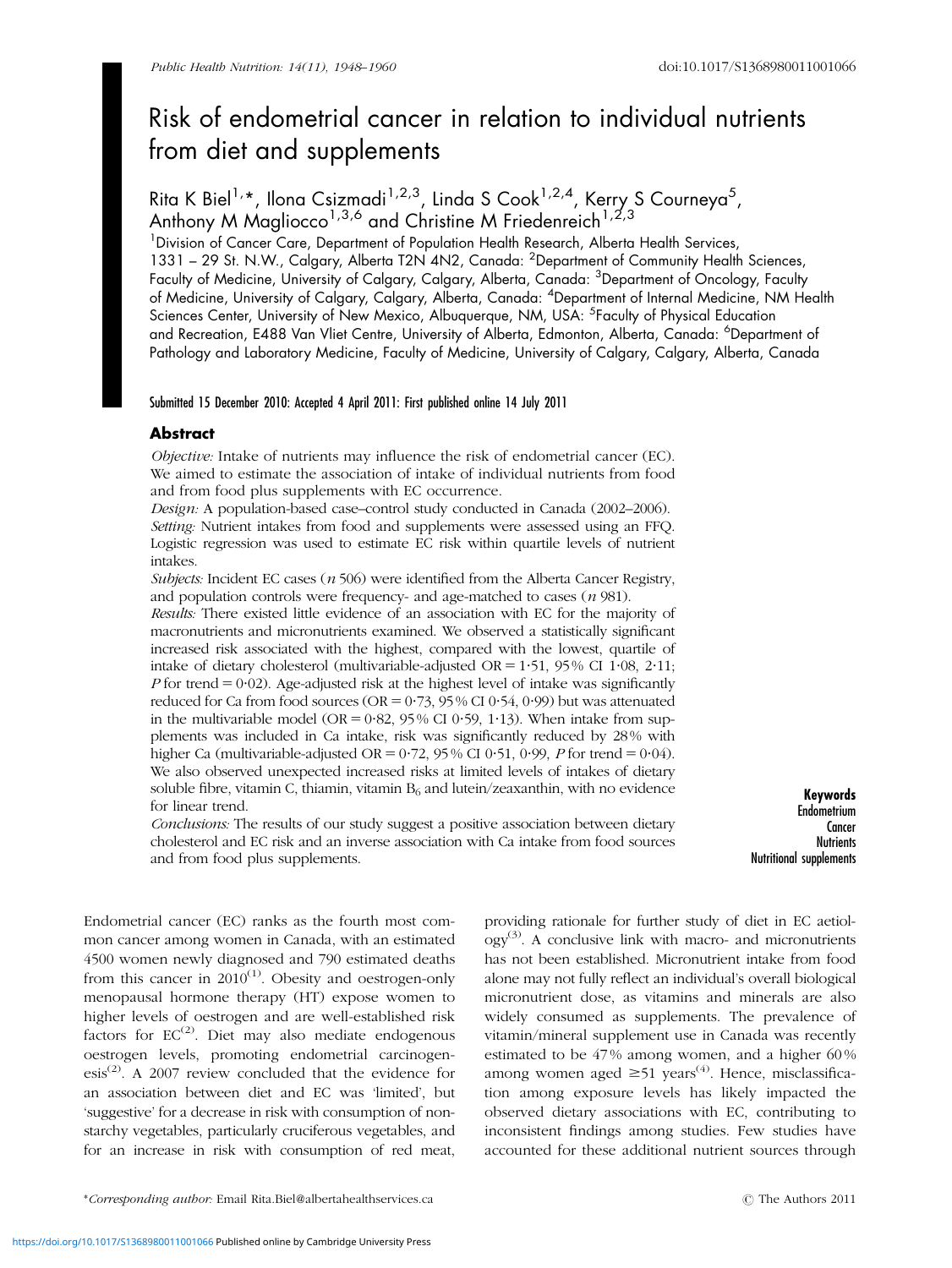# Risk of endometrial cancer in relation to individual nutrients from diet and supplements

Rita K Biel[1,*], Ilona Csizmadi[1,2,3], Linda S Cook[1,2,4], Kerry S Courneya[5], Anthony M Magliocco[1,3,6] and Christine M Friedenreich[1,2,3]

[1]Division of Cancer Care, Department of Population Health Research, Alberta Health Services, 1331 – 29 St. N.W., Calgary, Alberta T2N 4N2, Canada: [2]Department of Community Health Sciences, Faculty of Medicine, University of Calgary, Calgary, Alberta, Canada: [3]Department of Oncology, Faculty of Medicine, University of Calgary, Calgary, Alberta, Canada: [4]Department of Internal Medicine, NM Health Sciences Center, University of New Mexico, Albuquerque, NM, USA: [5]Faculty of Physical Education and Recreation, E488 Van Vliet Centre, University of Alberta, Edmonton, Alberta, Canada: [6]Department of Pathology and Laboratory Medicine, Faculty of Medicine, University of Calgary, Calgary, Alberta, Canada

Submitted 15 December 2010: Accepted 4 April 2011: First published online 14 July 2011

## Abstract

*Objective:* Intake of nutrients may influence the risk of endometrial cancer (EC). We aimed to estimate the association of intake of individual nutrients from food and from food plus supplements with EC occurrence.

*Design:* A population-based case–control study conducted in Canada (2002–2006).

*Setting:* Nutrient intakes from food and supplements were assessed using an FFQ. Logistic regression was used to estimate EC risk within quartile levels of nutrient intakes.

*Subjects:* Incident EC cases ($n$ 506) were identified from the Alberta Cancer Registry, and population controls were frequency- and age-matched to cases ($n$ 981).

*Results:* There existed little evidence of an association with EC for the majority of macronutrients and micronutrients examined. We observed a statistically significant increased risk associated with the highest, compared with the lowest, quartile of intake of dietary cholesterol (multivariable-adjusted OR = 1·51, 95 % CI 1·08, 2·11; $P$ for trend = 0·02). Age-adjusted risk at the highest level of intake was significantly reduced for Ca from food sources (OR = 0·73, 95 % CI 0·54, 0·99) but was attenuated in the multivariable model (OR = 0·82, 95 % CI 0·59, 1·13). When intake from supplements was included in Ca intake, risk was significantly reduced by 28 % with higher Ca (multivariable-adjusted OR = 0·72, 95 % CI 0·51, 0·99, $P$ for trend = 0·04). We also observed unexpected increased risks at limited levels of intakes of dietary soluble fibre, vitamin C, thiamin, vitamin $B_6$ and lutein/zeaxanthin, with no evidence for linear trend.

*Conclusions:* The results of our study suggest a positive association between dietary cholesterol and EC risk and an inverse association with Ca intake from food sources and from food plus supplements.

**Keywords**
Endometrium
Cancer
Nutrients
Nutritional supplements

Endometrial cancer (EC) ranks as the fourth most common cancer among women in Canada, with an estimated 4500 women newly diagnosed and 790 estimated deaths from this cancer in 2010[1]. Obesity and oestrogen-only menopausal hormone therapy (HT) expose women to higher levels of oestrogen and are well-established risk factors for EC[2]. Diet may also mediate endogenous oestrogen levels, promoting endometrial carcinogenesis[2]. A 2007 review concluded that the evidence for an association between diet and EC was 'limited', but 'suggestive' for a decrease in risk with consumption of non-starchy vegetables, particularly cruciferous vegetables, and for an increase in risk with consumption of red meat, providing rationale for further study of diet in EC aetiology[3]. A conclusive link with macro- and micronutrients has not been established. Micronutrient intake from food alone may not fully reflect an individual's overall biological micronutrient dose, as vitamins and minerals are also widely consumed as supplements. The prevalence of vitamin/mineral supplement use in Canada was recently estimated to be 47 % among women, and a higher 60 % among women aged ≥51 years[4]. Hence, misclassification among exposure levels has likely impacted the observed dietary associations with EC, contributing to inconsistent findings among studies. Few studies have accounted for these additional nutrient sources through

*Corresponding author: Email Rita.Biel@albertahealthservices.ca © The Authors 2011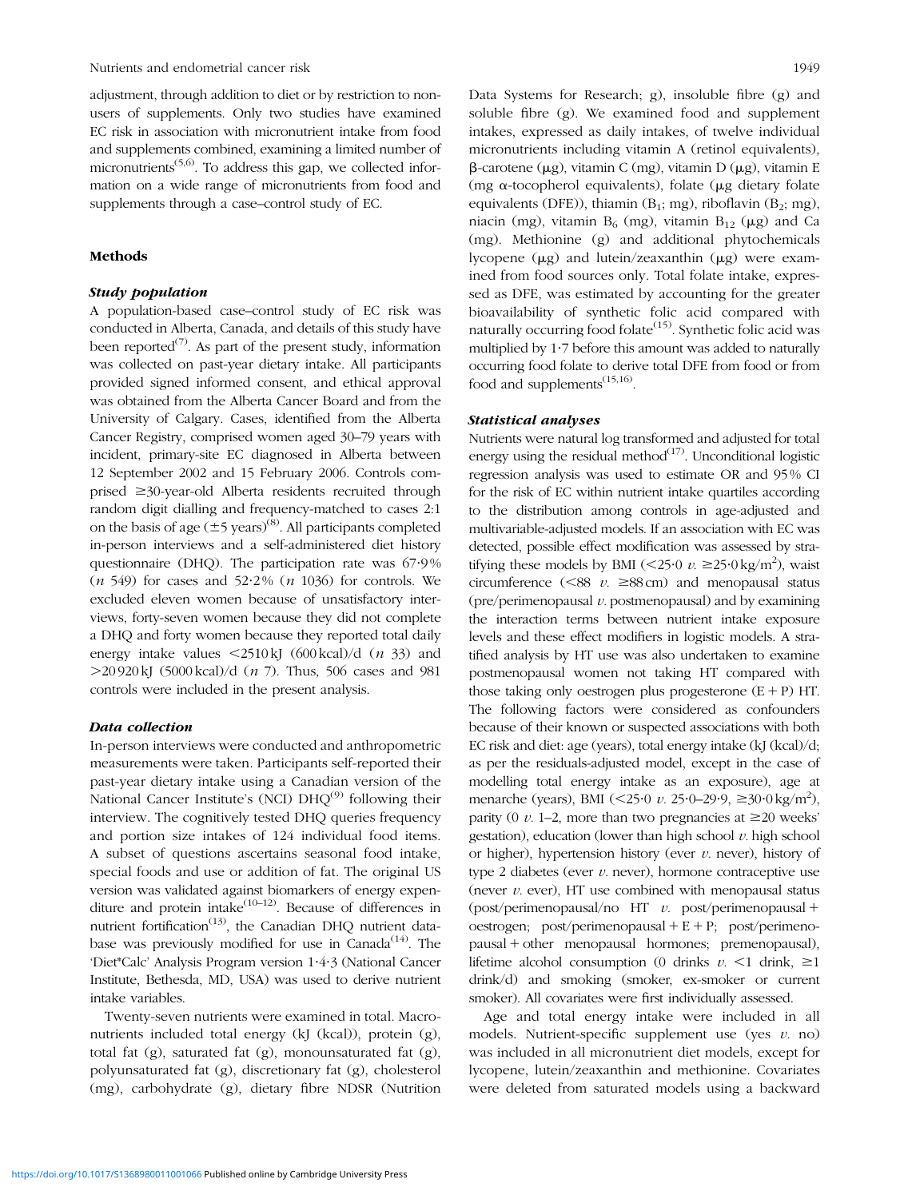adjustment, through addition to diet or by restriction to non-users of supplements. Only two studies have examined EC risk in association with micronutrient intake from food and supplements combined, examining a limited number of micronutrients[5,6]. To address this gap, we collected information on a wide range of micronutrients from food and supplements through a case–control study of EC.

## Methods

### Study population

A population-based case–control study of EC risk was conducted in Alberta, Canada, and details of this study have been reported[7]. As part of the present study, information was collected on past-year dietary intake. All participants provided signed informed consent, and ethical approval was obtained from the Alberta Cancer Board and from the University of Calgary. Cases, identified from the Alberta Cancer Registry, comprised women aged 30–79 years with incident, primary-site EC diagnosed in Alberta between 12 September 2002 and 15 February 2006. Controls comprised ≥30-year-old Alberta residents recruited through random digit dialling and frequency-matched to cases 2:1 on the basis of age (±5 years)[8]. All participants completed in-person interviews and a self-administered diet history questionnaire (DHQ). The participation rate was 67·9% (*n* 549) for cases and 52·2% (*n* 1036) for controls. We excluded eleven women because of unsatisfactory interviews, forty-seven women because they did not complete a DHQ and forty women because they reported total daily energy intake values <2510 kJ (600 kcal)/d (*n* 33) and >20 920 kJ (5000 kcal)/d (*n* 7). Thus, 506 cases and 981 controls were included in the present analysis.

### Data collection

In-person interviews were conducted and anthropometric measurements were taken. Participants self-reported their past-year dietary intake using a Canadian version of the National Cancer Institute's (NCI) DHQ[9] following their interview. The cognitively tested DHQ queries frequency and portion size intakes of 124 individual food items. A subset of questions ascertains seasonal food intake, special foods and use or addition of fat. The original US version was validated against biomarkers of energy expenditure and protein intake[10–12]. Because of differences in nutrient fortification[13], the Canadian DHQ nutrient database was previously modified for use in Canada[14]. The 'Diet*Calc' Analysis Program version 1·4·3 (National Cancer Institute, Bethesda, MD, USA) was used to derive nutrient intake variables.

Twenty-seven nutrients were examined in total. Macronutrients included total energy (kJ (kcal)), protein (g), total fat (g), saturated fat (g), monounsaturated fat (g), polyunsaturated fat (g), discretionary fat (g), cholesterol (mg), carbohydrate (g), dietary fibre NDSR (Nutrition Data Systems for Research; g), insoluble fibre (g) and soluble fibre (g). We examined food and supplement intakes, expressed as daily intakes, of twelve individual micronutrients including vitamin A (retinol equivalents), β-carotene (μg), vitamin C (mg), vitamin D (μg), vitamin E (mg α-tocopherol equivalents), folate (μg dietary folate equivalents (DFE)), thiamin ($B_1$; mg), riboflavin ($B_2$; mg), niacin (mg), vitamin $B_6$ (mg), vitamin $B_{12}$ (μg) and Ca (mg). Methionine (g) and additional phytochemicals lycopene (μg) and lutein/zeaxanthin (μg) were examined from food sources only. Total folate intake, expressed as DFE, was estimated by accounting for the greater bioavailability of synthetic folic acid compared with naturally occurring food folate[15]. Synthetic folic acid was multiplied by 1·7 before this amount was added to naturally occurring food folate to derive total DFE from food or from food and supplements[15,16].

### Statistical analyses

Nutrients were natural log transformed and adjusted for total energy using the residual method[17]. Unconditional logistic regression analysis was used to estimate OR and 95% CI for the risk of EC within nutrient intake quartiles according to the distribution among controls in age-adjusted and multivariable-adjusted models. If an association with EC was detected, possible effect modification was assessed by stratifying these models by BMI (<25·0 *v*. ≥25·0 kg/m$^2$), waist circumference (<88 *v*. ≥88 cm) and menopausal status (pre/perimenopausal *v*. postmenopausal) and by examining the interaction terms between nutrient intake exposure levels and these effect modifiers in logistic models. A stratified analysis by HT use was also undertaken to examine postmenopausal women not taking HT compared with those taking only oestrogen plus progesterone (E + P) HT. The following factors were considered as confounders because of their known or suspected associations with both EC risk and diet: age (years), total energy intake (kJ (kcal)/d; as per the residuals-adjusted model, except in the case of modelling total energy intake as an exposure), age at menarche (years), BMI (<25·0 *v*. 25·0–29·9, ≥30·0 kg/m$^2$), parity (0 *v*. 1–2, more than two pregnancies at ≥20 weeks' gestation), education (lower than high school *v*. high school or higher), hypertension history (ever *v*. never), history of type 2 diabetes (ever *v*. never), hormone contraceptive use (never *v*. ever), HT use combined with menopausal status (post/perimenopausal/no HT *v*. post/perimenopausal + oestrogen; post/perimenopausal + E + P; post/perimenopausal + other menopausal hormones; premenopausal), lifetime alcohol consumption (0 drinks *v*. <1 drink, ≥1 drink/d) and smoking (smoker, ex-smoker or current smoker). All covariates were first individually assessed.

Age and total energy intake were included in all models. Nutrient-specific supplement use (yes *v*. no) was included in all micronutrient diet models, except for lycopene, lutein/zeaxanthin and methionine. Covariates were deleted from saturated models using a backward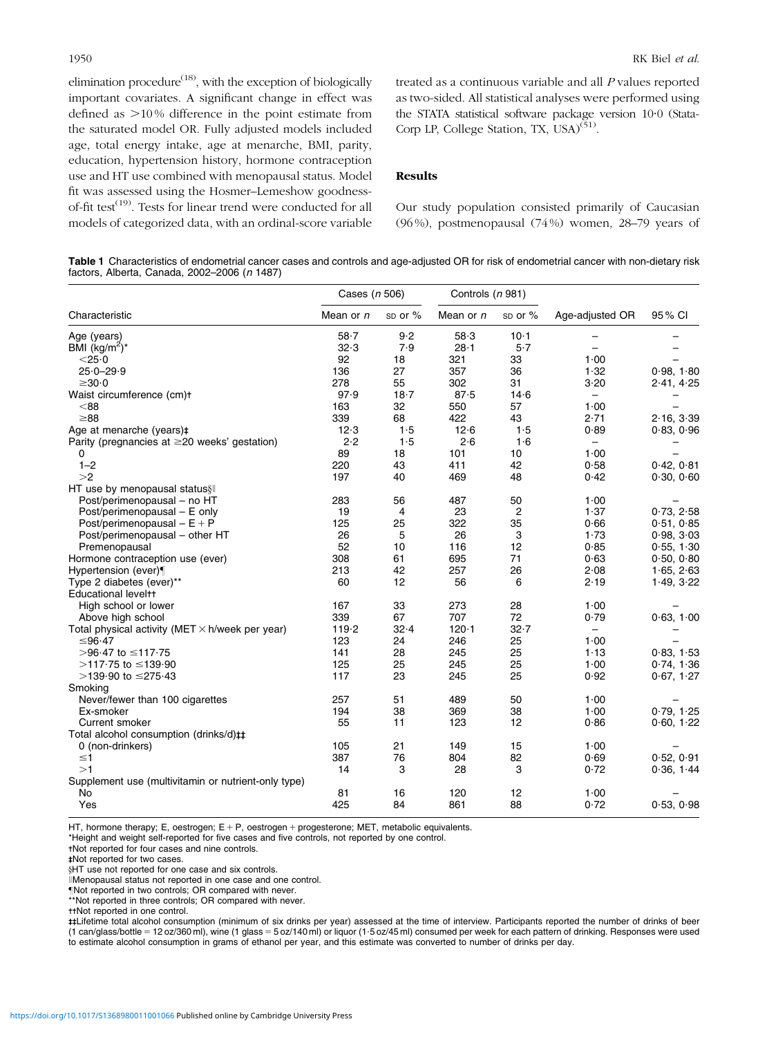elimination procedure[18], with the exception of biologically important covariates. A significant change in effect was defined as >10 % difference in the point estimate from the saturated model OR. Fully adjusted models included age, total energy intake, age at menarche, BMI, parity, education, hypertension history, hormone contraception use and HT use combined with menopausal status. Model fit was assessed using the Hosmer–Lemeshow goodness-of-fit test[19]. Tests for linear trend were conducted for all models of categorized data, with an ordinal-score variable treated as a continuous variable and all *P* values reported as two-sided. All statistical analyses were performed using the STATA statistical software package version 10·0 (StataCorp LP, College Station, TX, USA)[51].

## Results

Our study population consisted primarily of Caucasian (96 %), postmenopausal (74 %) women, 28–79 years of

**Table 1** Characteristics of endometrial cancer cases and controls and age-adjusted OR for risk of endometrial cancer with non-dietary risk factors, Alberta, Canada, 2002–2006 (*n* 1487)

| | Cases (*n* 506) | | Controls (*n* 981) | | | |
|---|---|---|---|---|---|---|
| Characteristic | Mean or *n* | SD or % | Mean or *n* | SD or % | Age-adjusted OR | 95 % CI |
| Age (years) | 58·7 | 9·2 | 58·3 | 10·1 | – | – |
| BMI (kg/m$^2$)* | 32·3 | 7·9 | 28·1 | 5·7 | – | – |
| <25·0 | 92 | 18 | 321 | 33 | 1·00 | – |
| 25·0–29·9 | 136 | 27 | 357 | 36 | 1·32 | 0·98, 1·80 |
| ≥30·0 | 278 | 55 | 302 | 31 | 3·20 | 2·41, 4·25 |
| Waist circumference (cm)† | 97·9 | 18·7 | 87·5 | 14·6 | – | – |
| <88 | 163 | 32 | 550 | 57 | 1·00 | – |
| ≥88 | 339 | 68 | 422 | 43 | 2·71 | 2·16, 3·39 |
| Age at menarche (years)‡ | 12·3 | 1·5 | 12·6 | 1·5 | 0·89 | 0·83, 0·96 |
| Parity (pregnancies at ≥20 weeks' gestation) | 2·2 | 1·5 | 2·6 | 1·6 | – | – |
| 0 | 89 | 18 | 101 | 10 | 1·00 | – |
| 1–2 | 220 | 43 | 411 | 42 | 0·58 | 0·42, 0·81 |
| >2 | 197 | 40 | 469 | 48 | 0·42 | 0·30, 0·60 |
| HT use by menopausal status§‖ | | | | | | |
| Post/perimenopausal – no HT | 283 | 56 | 487 | 50 | 1·00 | – |
| Post/perimenopausal – E only | 19 | 4 | 23 | 2 | 1·37 | 0·73, 2·58 |
| Post/perimenopausal – E + P | 125 | 25 | 322 | 35 | 0·66 | 0·51, 0·85 |
| Post/perimenopausal – other HT | 26 | 5 | 26 | 3 | 1·73 | 0·98, 3·03 |
| Premenopausal | 52 | 10 | 116 | 12 | 0·85 | 0·55, 1·30 |
| Hormone contraception use (ever) | 308 | 61 | 695 | 71 | 0·63 | 0·50, 0·80 |
| Hypertension (ever)¶ | 213 | 42 | 257 | 26 | 2·08 | 1·65, 2·63 |
| Type 2 diabetes (ever)** | 60 | 12 | 56 | 6 | 2·19 | 1·49, 3·22 |
| Educational level†† | | | | | | |
| High school or lower | 167 | 33 | 273 | 28 | 1·00 | – |
| Above high school | 339 | 67 | 707 | 72 | 0·79 | 0·63, 1·00 |
| Total physical activity (MET × h/week per year) | 119·2 | 32·4 | 120·1 | 32·7 | – | – |
| ≤96·47 | 123 | 24 | 246 | 25 | 1·00 | – |
| >96·47 to ≤117·75 | 141 | 28 | 245 | 25 | 1·13 | 0·83, 1·53 |
| >117·75 to ≤139·90 | 125 | 25 | 245 | 25 | 1·00 | 0·74, 1·36 |
| >139·90 to ≤275·43 | 117 | 23 | 245 | 25 | 0·92 | 0·67, 1·27 |
| Smoking | | | | | | |
| Never/fewer than 100 cigarettes | 257 | 51 | 489 | 50 | 1·00 | – |
| Ex-smoker | 194 | 38 | 369 | 38 | 1·00 | 0·79, 1·25 |
| Current smoker | 55 | 11 | 123 | 12 | 0·86 | 0·60, 1·22 |
| Total alcohol consumption (drinks/d)‡‡ | | | | | | |
| 0 (non-drinkers) | 105 | 21 | 149 | 15 | 1·00 | – |
| ≤1 | 387 | 76 | 804 | 82 | 0·69 | 0·52, 0·91 |
| >1 | 14 | 3 | 28 | 3 | 0·72 | 0·36, 1·44 |
| Supplement use (multivitamin or nutrient-only type) | | | | | | |
| No | 81 | 16 | 120 | 12 | 1·00 | – |
| Yes | 425 | 84 | 861 | 88 | 0·72 | 0·53, 0·98 |

HT, hormone therapy; E, oestrogen; E + P, oestrogen + progesterone; MET, metabolic equivalents.

*Height and weight self-reported for five cases and five controls, not reported by one control.

†Not reported for four cases and nine controls.

‡Not reported for two cases.

§HT use not reported for one case and six controls.

‖Menopausal status not reported in one case and one control.

¶Not reported in two controls; OR compared with never.

**Not reported in three controls; OR compared with never.

††Not reported in one control.

‡‡Lifetime total alcohol consumption (minimum of six drinks per year) assessed at the time of interview. Participants reported the number of drinks of beer (1 can/glass/bottle = 12 oz/360 ml), wine (1 glass = 5 oz/140 ml) or liquor (1·5 oz/45 ml) consumed per week for each pattern of drinking. Responses were used to estimate alcohol consumption in grams of ethanol per year, and this estimate was converted to number of drinks per day.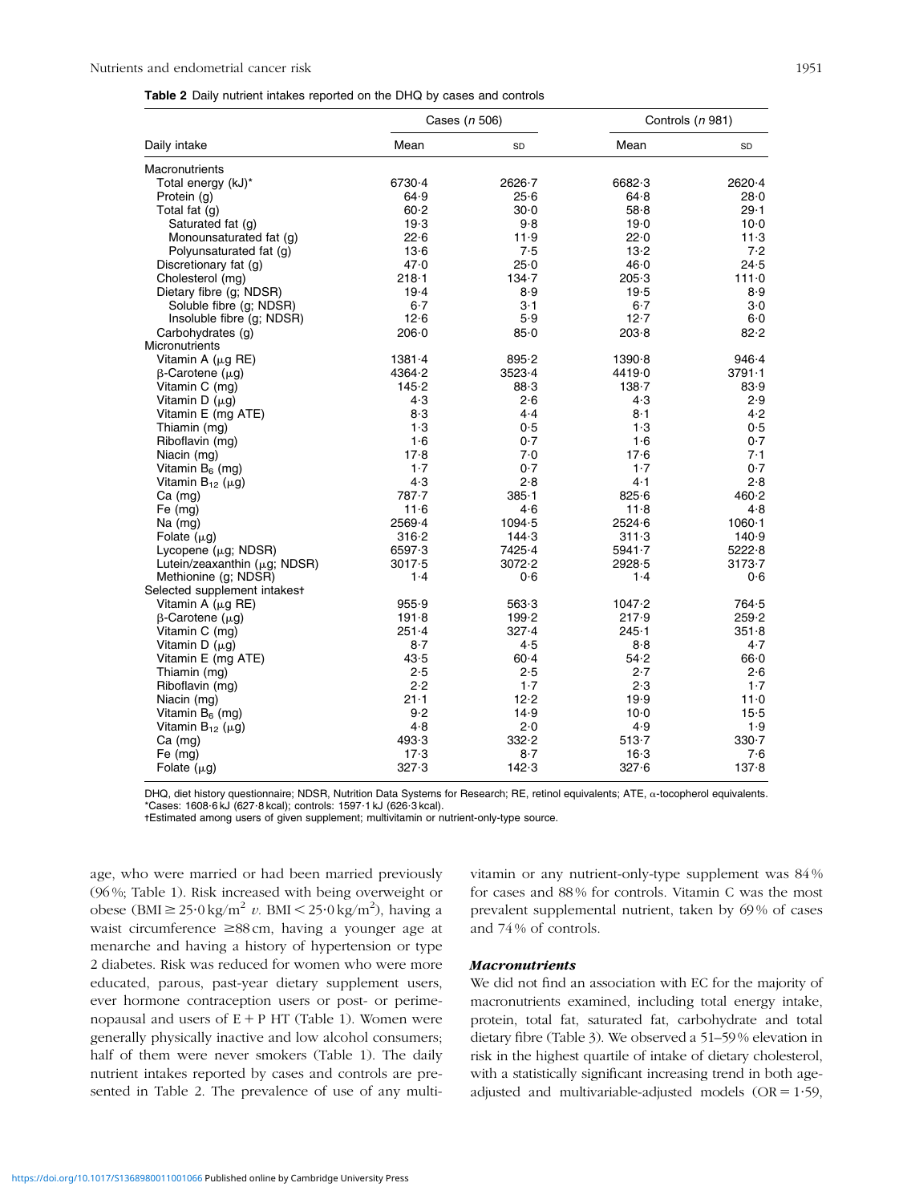**Table 2** Daily nutrient intakes reported on the DHQ by cases and controls

| Daily intake | Cases (*n* 506) | | Controls (*n* 981) | |
|---|---|---|---|---|
| | Mean | SD | Mean | SD |
| Macronutrients | | | | |
| Total energy (kJ)* | 6730·4 | 2626·7 | 6682·3 | 2620·4 |
| Protein (g) | 64·9 | 25·6 | 64·8 | 28·0 |
| Total fat (g) | 60·2 | 30·0 | 58·8 | 29·1 |
| Saturated fat (g) | 19·3 | 9·8 | 19·0 | 10·0 |
| Monounsaturated fat (g) | 22·6 | 11·9 | 22·0 | 11·3 |
| Polyunsaturated fat (g) | 13·6 | 7·5 | 13·2 | 7·2 |
| Discretionary fat (g) | 47·0 | 25·0 | 46·0 | 24·5 |
| Cholesterol (mg) | 218·1 | 134·7 | 205·3 | 111·0 |
| Dietary fibre (g; NDSR) | 19·4 | 8·9 | 19·5 | 8·9 |
| Soluble fibre (g; NDSR) | 6·7 | 3·1 | 6·7 | 3·0 |
| Insoluble fibre (g; NDSR) | 12·6 | 5·9 | 12·7 | 6·0 |
| Carbohydrates (g) | 206·0 | 85·0 | 203·8 | 82·2 |
| Micronutrients | | | | |
| Vitamin A (μg RE) | 1381·4 | 895·2 | 1390·8 | 946·4 |
| β-Carotene (μg) | 4364·2 | 3523·4 | 4419·0 | 3791·1 |
| Vitamin C (mg) | 145·2 | 88·3 | 138·7 | 83·9 |
| Vitamin D (μg) | 4·3 | 2·6 | 4·3 | 2·9 |
| Vitamin E (mg ATE) | 8·3 | 4·4 | 8·1 | 4·2 |
| Thiamin (mg) | 1·3 | 0·5 | 1·3 | 0·5 |
| Riboflavin (mg) | 1·6 | 0·7 | 1·6 | 0·7 |
| Niacin (mg) | 17·8 | 7·0 | 17·6 | 7·1 |
| Vitamin $B_6$ (mg) | 1·7 | 0·7 | 1·7 | 0·7 |
| Vitamin $B_{12}$ (μg) | 4·3 | 2·8 | 4·1 | 2·8 |
| Ca (mg) | 787·7 | 385·1 | 825·6 | 460·2 |
| Fe (mg) | 11·6 | 4·6 | 11·8 | 4·8 |
| Na (mg) | 2569·4 | 1094·5 | 2524·6 | 1060·1 |
| Folate (μg) | 316·2 | 144·3 | 311·3 | 140·9 |
| Lycopene (μg; NDSR) | 6597·3 | 7425·4 | 5941·7 | 5222·8 |
| Lutein/zeaxanthin (μg; NDSR) | 3017·5 | 3072·2 | 2928·5 | 3173·7 |
| Methionine (g; NDSR) | 1·4 | 0·6 | 1·4 | 0·6 |
| Selected supplement intakes† | | | | |
| Vitamin A (μg RE) | 955·9 | 563·3 | 1047·2 | 764·5 |
| β-Carotene (μg) | 191·8 | 199·2 | 217·9 | 259·2 |
| Vitamin C (mg) | 251·4 | 327·4 | 245·1 | 351·8 |
| Vitamin D (μg) | 8·7 | 4·5 | 8·8 | 4·7 |
| Vitamin E (mg ATE) | 43·5 | 60·4 | 54·2 | 66·0 |
| Thiamin (mg) | 2·5 | 2·5 | 2·7 | 2·6 |
| Riboflavin (mg) | 2·2 | 1·7 | 2·3 | 1·7 |
| Niacin (mg) | 21·1 | 12·2 | 19·9 | 11·0 |
| Vitamin $B_6$ (mg) | 9·2 | 14·9 | 10·0 | 15·5 |
| Vitamin $B_{12}$ (μg) | 4·8 | 2·0 | 4·9 | 1·9 |
| Ca (mg) | 493·3 | 332·2 | 513·7 | 330·7 |
| Fe (mg) | 17·3 | 8·7 | 16·3 | 7·6 |
| Folate (μg) | 327·3 | 142·3 | 327·6 | 137·8 |

DHQ, diet history questionnaire; NDSR, Nutrition Data Systems for Research; RE, retinol equivalents; ATE, α-tocopherol equivalents.
*Cases: 1608·6 kJ (627·8 kcal); controls: 1597·1 kJ (626·3 kcal).
†Estimated among users of given supplement; multivitamin or nutrient-only-type source.

age, who were married or had been married previously (96 %; Table 1). Risk increased with being overweight or obese (BMI ≥ 25·0 kg/m$^2$ *v.* BMI < 25·0 kg/m$^2$), having a waist circumference ≥88 cm, having a younger age at menarche and having a history of hypertension or type 2 diabetes. Risk was reduced for women who were more educated, parous, past-year dietary supplement users, ever hormone contraception users or post- or perimenopausal and users of E + P HT (Table 1). Women were generally physically inactive and low alcohol consumers; half of them were never smokers (Table 1). The daily nutrient intakes reported by cases and controls are presented in Table 2. The prevalence of use of any multivitamin or any nutrient-only-type supplement was 84 % for cases and 88 % for controls. Vitamin C was the most prevalent supplemental nutrient, taken by 69 % of cases and 74 % of controls.

### *Macronutrients*

We did not find an association with EC for the majority of macronutrients examined, including total energy intake, protein, total fat, saturated fat, carbohydrate and total dietary fibre (Table 3). We observed a 51–59 % elevation in risk in the highest quartile of intake of dietary cholesterol, with a statistically significant increasing trend in both age-adjusted and multivariable-adjusted models (OR = 1·59,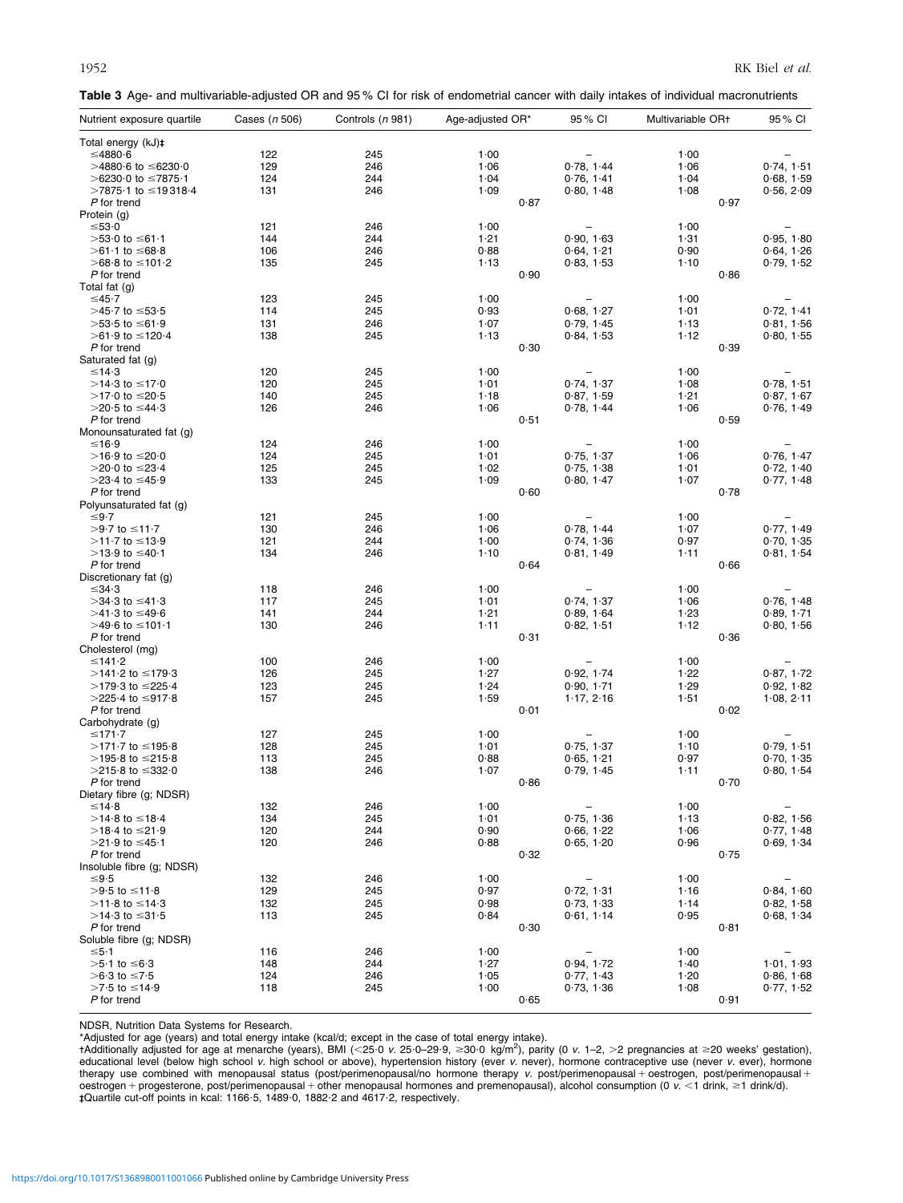**Table 3** Age- and multivariable-adjusted OR and 95 % CI for risk of endometrial cancer with daily intakes of individual macronutrients

| Nutrient exposure quartile | Cases (*n* 506) | Controls (*n* 981) | Age-adjusted OR* | 95 % CI | Multivariable OR† | 95 % CI |
|---|---|---|---|---|---|---|
| Total energy (kJ)‡ | | | | | | |
| ≤4880·6 | 122 | 245 | 1·00 | – | 1·00 | – |
| >4880·6 to ≤6230·0 | 129 | 246 | 1·06 | 0·78, 1·44 | 1·06 | 0·74, 1·51 |
| >6230·0 to ≤7875·1 | 124 | 244 | 1·04 | 0·76, 1·41 | 1·04 | 0·68, 1·59 |
| >7875·1 to ≤19 318·4 | 131 | 246 | 1·09 | 0·80, 1·48 | 1·08 | 0·56, 2·09 |
| *P* for trend | | | | 0·87 | | 0·97 |
| Protein (g) | | | | | | |
| ≤53·0 | 121 | 246 | 1·00 | – | 1·00 | – |
| >53·0 to ≤61·1 | 144 | 244 | 1·21 | 0·90, 1·63 | 1·31 | 0·95, 1·80 |
| >61·1 to ≤68·8 | 106 | 246 | 0·88 | 0·64, 1·21 | 0·90 | 0·64, 1·26 |
| >68·8 to ≤101·2 | 135 | 245 | 1·13 | 0·83, 1·53 | 1·10 | 0·79, 1·52 |
| *P* for trend | | | | 0·90 | | 0·86 |
| Total fat (g) | | | | | | |
| ≤45·7 | 123 | 245 | 1·00 | – | 1·00 | – |
| >45·7 to ≤53·5 | 114 | 245 | 0·93 | 0·68, 1·27 | 1·01 | 0·72, 1·41 |
| >53·5 to ≤61·9 | 131 | 246 | 1·07 | 0·79, 1·45 | 1·13 | 0·81, 1·56 |
| >61·9 to ≤120·4 | 138 | 245 | 1·13 | 0·84, 1·53 | 1·12 | 0·80, 1·55 |
| *P* for trend | | | | 0·30 | | 0·39 |
| Saturated fat (g) | | | | | | |
| ≤14·3 | 120 | 245 | 1·00 | – | 1·00 | – |
| >14·3 to ≤17·0 | 120 | 245 | 1·01 | 0·74, 1·37 | 1·08 | 0·78, 1·51 |
| >17·0 to ≤20·5 | 140 | 245 | 1·18 | 0·87, 1·59 | 1·21 | 0·87, 1·67 |
| >20·5 to ≤44·3 | 126 | 246 | 1·06 | 0·78, 1·44 | 1·06 | 0·76, 1·49 |
| *P* for trend | | | | 0·51 | | 0·59 |
| Monounsaturated fat (g) | | | | | | |
| ≤16·9 | 124 | 246 | 1·00 | – | 1·00 | – |
| >16·9 to ≤20·0 | 124 | 245 | 1·01 | 0·75, 1·37 | 1·06 | 0·76, 1·47 |
| >20·0 to ≤23·4 | 125 | 245 | 1·02 | 0·75, 1·38 | 1·01 | 0·72, 1·40 |
| >23·4 to ≤45·9 | 133 | 245 | 1·09 | 0·80, 1·47 | 1·07 | 0·77, 1·48 |
| *P* for trend | | | | 0·60 | | 0·78 |
| Polyunsaturated fat (g) | | | | | | |
| ≤9·7 | 121 | 245 | 1·00 | – | 1·00 | – |
| >9·7 to ≤11·7 | 130 | 246 | 1·06 | 0·78, 1·44 | 1·07 | 0·77, 1·49 |
| >11·7 to ≤13·9 | 121 | 244 | 1·00 | 0·74, 1·36 | 0·97 | 0·70, 1·35 |
| >13·9 to ≤40·1 | 134 | 246 | 1·10 | 0·81, 1·49 | 1·11 | 0·81, 1·54 |
| *P* for trend | | | | 0·64 | | 0·66 |
| Discretionary fat (g) | | | | | | |
| ≤34·3 | 118 | 246 | 1·00 | – | 1·00 | – |
| >34·3 to ≤41·3 | 117 | 245 | 1·01 | 0·74, 1·37 | 1·06 | 0·76, 1·48 |
| >41·3 to ≤49·6 | 141 | 244 | 1·21 | 0·89, 1·64 | 1·23 | 0·89, 1·71 |
| >49·6 to ≤101·1 | 130 | 246 | 1·11 | 0·82, 1·51 | 1·12 | 0·80, 1·56 |
| *P* for trend | | | | 0·31 | | 0·36 |
| Cholesterol (mg) | | | | | | |
| ≤141·2 | 100 | 246 | 1·00 | – | 1·00 | – |
| >141·2 to ≤179·3 | 126 | 245 | 1·27 | 0·92, 1·74 | 1·22 | 0·87, 1·72 |
| >179·3 to ≤225·4 | 123 | 245 | 1·24 | 0·90, 1·71 | 1·29 | 0·92, 1·82 |
| >225·4 to ≤917·8 | 157 | 245 | 1·59 | 1·17, 2·16 | 1·51 | 1·08, 2·11 |
| *P* for trend | | | | 0·01 | | 0·02 |
| Carbohydrate (g) | | | | | | |
| ≤171·7 | 127 | 245 | 1·00 | – | 1·00 | – |
| >171·7 to ≤195·8 | 128 | 245 | 1·01 | 0·75, 1·37 | 1·10 | 0·79, 1·51 |
| >195·8 to ≤215·8 | 113 | 245 | 0·88 | 0·65, 1·21 | 0·97 | 0·70, 1·35 |
| >215·8 to ≤332·0 | 138 | 246 | 1·07 | 0·79, 1·45 | 1·11 | 0·80, 1·54 |
| *P* for trend | | | | 0·86 | | 0·70 |
| Dietary fibre (g; NDSR) | | | | | | |
| ≤14·8 | 132 | 246 | 1·00 | – | 1·00 | – |
| >14·8 to ≤18·4 | 134 | 245 | 1·01 | 0·75, 1·36 | 1·13 | 0·82, 1·56 |
| >18·4 to ≤21·9 | 120 | 244 | 0·90 | 0·66, 1·22 | 1·06 | 0·77, 1·48 |
| >21·9 to ≤45·1 | 120 | 246 | 0·88 | 0·65, 1·20 | 0·96 | 0·69, 1·34 |
| *P* for trend | | | | 0·32 | | 0·75 |
| Insoluble fibre (g; NDSR) | | | | | | |
| ≤9·5 | 132 | 246 | 1·00 | – | 1·00 | – |
| >9·5 to ≤11·8 | 129 | 245 | 0·97 | 0·72, 1·31 | 1·16 | 0·84, 1·60 |
| >11·8 to ≤14·3 | 132 | 245 | 0·98 | 0·73, 1·33 | 1·14 | 0·82, 1·58 |
| >14·3 to ≤31·5 | 113 | 245 | 0·84 | 0·61, 1·14 | 0·95 | 0·68, 1·34 |
| *P* for trend | | | | 0·30 | | 0·81 |
| Soluble fibre (g; NDSR) | | | | | | |
| ≤5·1 | 116 | 246 | 1·00 | – | 1·00 | – |
| >5·1 to ≤6·3 | 148 | 244 | 1·27 | 0·94, 1·72 | 1·40 | 1·01, 1·93 |
| >6·3 to ≤7·5 | 124 | 246 | 1·05 | 0·77, 1·43 | 1·20 | 0·86, 1·68 |
| >7·5 to ≤14·9 | 118 | 245 | 1·00 | 0·73, 1·36 | 1·08 | 0·77, 1·52 |
| *P* for trend | | | | 0·65 | | 0·91 |

NDSR, Nutrition Data Systems for Research.

*Adjusted for age (years) and total energy intake (kcal/d; except in the case of total energy intake).

†Additionally adjusted for age at menarche (years), BMI (<25·0 *v.* 25·0–29·9, ≥30·0 kg/m$^2$), parity (0 *v.* 1–2, >2 pregnancies at ≥20 weeks' gestation), educational level (below high school *v.* high school or above), hypertension history (ever *v.* never), hormone contraceptive use (never *v.* ever), hormone therapy use combined with menopausal status (post/perimenopausal/no hormone therapy *v.* post/perimenopausal + oestrogen, post/perimenopausal + oestrogen + progesterone, post/perimenopausal + other menopausal hormones and premenopausal), alcohol consumption (0 *v.* <1 drink, ≥1 drink/d).

‡Quartile cut-off points in kcal: 1166·5, 1489·0, 1882·2 and 4617·2, respectively.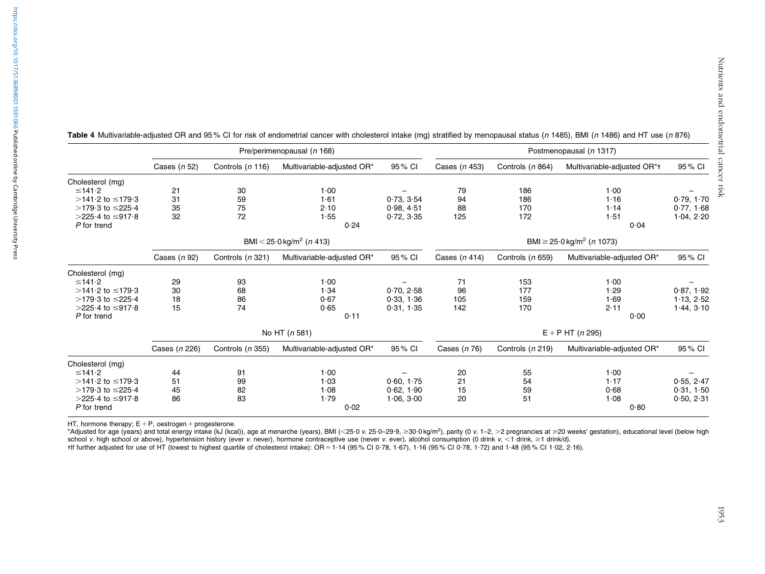**Table 4** Multivariable-adjusted OR and 95 % CI for risk of endometrial cancer with cholesterol intake (mg) stratified by menopausal status (*n* 1485), BMI (*n* 1486) and HT use (*n* 876)

| | Pre/perimenopausal (*n* 168) | | | | Postmenopausal (*n* 1317) | | | |
|---|---|---|---|---|---|---|---|---|
| | Cases (*n* 52) | Controls (*n* 116) | Multivariable-adjusted OR* | 95 % CI | Cases (*n* 453) | Controls (*n* 864) | Multivariable-adjusted OR*† | 95 % CI |
| Cholesterol (mg) | | | | | | | | |
| ≤141·2 | 21 | 30 | 1·00 | – | 79 | 186 | 1·00 | – |
| >141·2 to ≤179·3 | 31 | 59 | 1·61 | 0·73, 3·54 | 94 | 186 | 1·16 | 0·79, 1·70 |
| >179·3 to ≤225·4 | 35 | 75 | 2·10 | 0·98, 4·51 | 88 | 170 | 1·14 | 0·77, 1·68 |
| >225·4 to ≤917·8 | 32 | 72 | 1·55 | 0·72, 3·35 | 125 | 172 | 1·51 | 1·04, 2·20 |
| *P* for trend | | | 0·24 | | | | 0·04 | |
| | BMI < 25·0 kg/m² (*n* 413) | | | | BMI ≥ 25·0 kg/m² (*n* 1073) | | | |
| | Cases (*n* 92) | Controls (*n* 321) | Multivariable-adjusted OR* | 95 % CI | Cases (*n* 414) | Controls (*n* 659) | Multivariable-adjusted OR* | 95 % CI |
| Cholesterol (mg) | | | | | | | | |
| ≤141·2 | 29 | 93 | 1·00 | – | 71 | 153 | 1·00 | – |
| >141·2 to ≤179·3 | 30 | 68 | 1·34 | 0·70, 2·58 | 96 | 177 | 1·29 | 0·87, 1·92 |
| >179·3 to ≤225·4 | 18 | 86 | 0·67 | 0·33, 1·36 | 105 | 159 | 1·69 | 1·13, 2·52 |
| >225·4 to ≤917·8 | 15 | 74 | 0·65 | 0·31, 1·35 | 142 | 170 | 2·11 | 1·44, 3·10 |
| *P* for trend | | | 0·11 | | | | 0·00 | |
| | No HT (*n* 581) | | | | E + P HT (*n* 295) | | | |
| | Cases (*n* 226) | Controls (*n* 355) | Multivariable-adjusted OR* | 95 % CI | Cases (*n* 76) | Controls (*n* 219) | Multivariable-adjusted OR* | 95 % CI |
| Cholesterol (mg) | | | | | | | | |
| ≤141·2 | 44 | 91 | 1·00 | – | 20 | 55 | 1·00 | – |
| >141·2 to ≤179·3 | 51 | 99 | 1·03 | 0·60, 1·75 | 21 | 54 | 1·17 | 0·55, 2·47 |
| >179·3 to ≤225·4 | 45 | 82 | 1·08 | 0·62, 1·90 | 15 | 59 | 0·68 | 0·31, 1·50 |
| >225·4 to ≤917·8 | 86 | 83 | 1·79 | 1·06, 3·00 | 20 | 51 | 1·08 | 0·50, 2·31 |
| *P* for trend | | | 0·02 | | | | 0·80 | |

HT, hormone therapy; E + P, oestrogen + progesterone.

*Adjusted for age (years) and total energy intake (kJ (kcal)), age at menarche (years), BMI (<25·0 *v.* 25·0–29·9, ≥30·0 kg/m²), parity (0 *v.* 1–2, >2 pregnancies at ≥20 weeks' gestation), educational level (below high school *v.* high school or above), hypertension history (ever *v.* never), hormone contraceptive use (never *v.* ever), alcohol consumption (0 drink *v.* <1 drink, ≥1 drink/d).

†If further adjusted for use of HT (lowest to highest quartile of cholesterol intake): OR = 1·14 (95 % CI 0·78, 1·67), 1·16 (95 % CI 0·78, 1·72) and 1·48 (95 % CI 1·02, 2·16).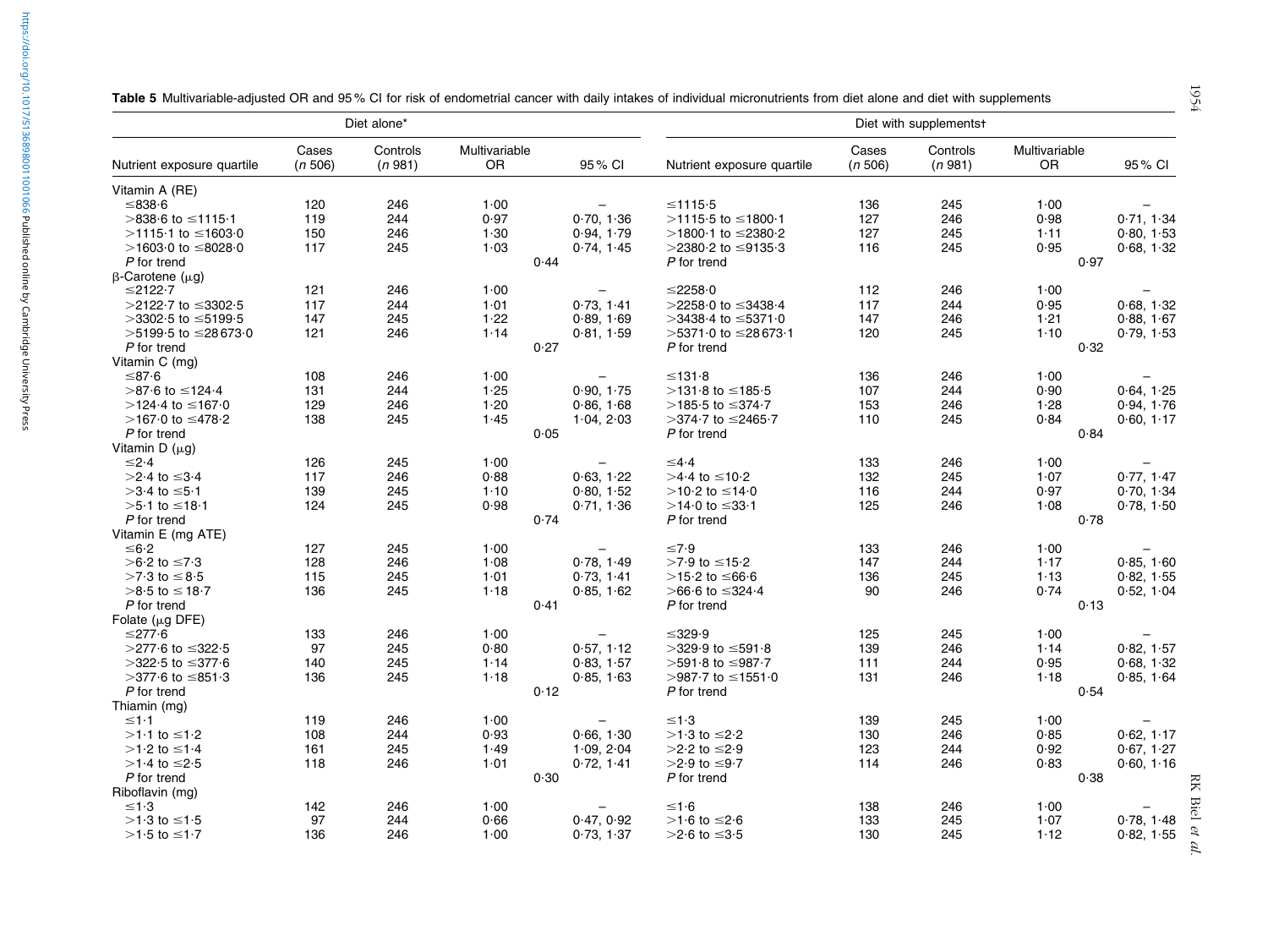**Table 5** Multivariable-adjusted OR and 95 % CI for risk of endometrial cancer with daily intakes of individual micronutrients from diet alone and diet with supplements

| Diet alone* | | | | | Diet with supplements† | | | | |
|---|---|---|---|---|---|---|---|---|---|
| Nutrient exposure quartile | Cases (*n* 506) | Controls (*n* 981) | Multivariable OR | 95 % CI | Nutrient exposure quartile | Cases (*n* 506) | Controls (*n* 981) | Multivariable OR | 95 % CI |
| Vitamin A (RE) | | | | | | | | | |
| ≤838·6 | 120 | 246 | 1·00 | – | ≤1115·5 | 136 | 245 | 1·00 | – |
| >838·6 to ≤1115·1 | 119 | 244 | 0·97 | 0·70, 1·36 | >1115·5 to ≤1800·1 | 127 | 246 | 0·98 | 0·71, 1·34 |
| >1115·1 to ≤1603·0 | 150 | 246 | 1·30 | 0·94, 1·79 | >1800·1 to ≤2380·2 | 127 | 245 | 1·11 | 0·80, 1·53 |
| >1603·0 to ≤8028·0 | 117 | 245 | 1·03 | 0·74, 1·45 | >2380·2 to ≤9135·3 | 116 | 245 | 0·95 | 0·68, 1·32 |
| *P* for trend | | | 0·44 | | *P* for trend | | | 0·97 | |
| β-Carotene (μg) | | | | | | | | | |
| ≤2122·7 | 121 | 246 | 1·00 | – | ≤2258·0 | 112 | 246 | 1·00 | – |
| >2122·7 to ≤3302·5 | 117 | 244 | 1·01 | 0·73, 1·41 | >2258·0 to ≤3438·4 | 117 | 244 | 0·95 | 0·68, 1·32 |
| >3302·5 to ≤5199·5 | 147 | 245 | 1·22 | 0·89, 1·69 | >3438·4 to ≤5371·0 | 147 | 246 | 1·21 | 0·88, 1·67 |
| >5199·5 to ≤28 673·0 | 121 | 246 | 1·14 | 0·81, 1·59 | >5371·0 to ≤28 673·1 | 120 | 245 | 1·10 | 0·79, 1·53 |
| *P* for trend | | | 0·27 | | *P* for trend | | | 0·32 | |
| Vitamin C (mg) | | | | | | | | | |
| ≤87·6 | 108 | 246 | 1·00 | – | ≤131·8 | 136 | 246 | 1·00 | – |
| >87·6 to ≤124·4 | 131 | 244 | 1·25 | 0·90, 1·75 | >131·8 to ≤185·5 | 107 | 244 | 0·90 | 0·64, 1·25 |
| >124·4 to ≤167·0 | 129 | 246 | 1·20 | 0·86, 1·68 | >185·5 to ≤374·7 | 153 | 246 | 1·28 | 0·94, 1·76 |
| >167·0 to ≤478·2 | 138 | 245 | 1·45 | 1·04, 2·03 | >374·7 to ≤2465·7 | 110 | 245 | 0·84 | 0·60, 1·17 |
| *P* for trend | | | 0·05 | | *P* for trend | | | 0·84 | |
| Vitamin D (μg) | | | | | | | | | |
| ≤2·4 | 126 | 245 | 1·00 | – | ≤4·4 | 133 | 246 | 1·00 | – |
| >2·4 to ≤3·4 | 117 | 246 | 0·88 | 0·63, 1·22 | >4·4 to ≤10·2 | 132 | 245 | 1·07 | 0·77, 1·47 |
| >3·4 to ≤5·1 | 139 | 245 | 1·10 | 0·80, 1·52 | >10·2 to ≤14·0 | 116 | 244 | 0·97 | 0·70, 1·34 |
| >5·1 to ≤18·1 | 124 | 245 | 0·98 | 0·71, 1·36 | >14·0 to ≤33·1 | 125 | 246 | 1·08 | 0·78, 1·50 |
| *P* for trend | | | 0·74 | | *P* for trend | | | 0·78 | |
| Vitamin E (mg ATE) | | | | | | | | | |
| ≤6·2 | 127 | 245 | 1·00 | – | ≤7·9 | 133 | 246 | 1·00 | – |
| >6·2 to ≤7·3 | 128 | 246 | 1·08 | 0·78, 1·49 | >7·9 to ≤15·2 | 147 | 244 | 1·17 | 0·85, 1·60 |
| >7·3 to ≤8·5 | 115 | 245 | 1·01 | 0·73, 1·41 | >15·2 to ≤66·6 | 136 | 245 | 1·13 | 0·82, 1·55 |
| >8·5 to ≤18·7 | 136 | 245 | 1·18 | 0·85, 1·62 | >66·6 to ≤324·4 | 90 | 246 | 0·74 | 0·52, 1·04 |
| *P* for trend | | | 0·41 | | *P* for trend | | | 0·13 | |
| Folate (μg DFE) | | | | | | | | | |
| ≤277·6 | 133 | 246 | 1·00 | – | ≤329·9 | 125 | 245 | 1·00 | – |
| >277·6 to ≤322·5 | 97 | 245 | 0·80 | 0·57, 1·12 | >329·9 to ≤591·8 | 139 | 246 | 1·14 | 0·82, 1·57 |
| >322·5 to ≤377·6 | 140 | 245 | 1·14 | 0·83, 1·57 | >591·8 to ≤987·7 | 111 | 244 | 0·95 | 0·68, 1·32 |
| >377·6 to ≤851·3 | 136 | 245 | 1·18 | 0·85, 1·63 | >987·7 to ≤1551·0 | 131 | 246 | 1·18 | 0·85, 1·64 |
| *P* for trend | | | 0·12 | | *P* for trend | | | 0·54 | |
| Thiamin (mg) | | | | | | | | | |
| ≤1·1 | 119 | 246 | 1·00 | – | ≤1·3 | 139 | 245 | 1·00 | – |
| >1·1 to ≤1·2 | 108 | 244 | 0·93 | 0·66, 1·30 | >1·3 to ≤2·2 | 130 | 246 | 0·85 | 0·62, 1·17 |
| >1·2 to ≤1·4 | 161 | 245 | 1·49 | 1·09, 2·04 | >2·2 to ≤2·9 | 123 | 244 | 0·92 | 0·67, 1·27 |
| >1·4 to ≤2·5 | 118 | 246 | 1·01 | 0·72, 1·41 | >2·9 to ≤9·7 | 114 | 246 | 0·83 | 0·60, 1·16 |
| *P* for trend | | | 0·30 | | *P* for trend | | | 0·38 | |
| Riboflavin (mg) | | | | | | | | | |
| ≤1·3 | 142 | 246 | 1·00 | – | ≤1·6 | 138 | 246 | 1·00 | – |
| >1·3 to ≤1·5 | 97 | 244 | 0·66 | 0·47, 0·92 | >1·6 to ≤2·6 | 133 | 245 | 1·07 | 0·78, 1·48 |
| >1·5 to ≤1·7 | 136 | 246 | 1·00 | 0·73, 1·37 | >2·6 to ≤3·5 | 130 | 245 | 1·12 | 0·82, 1·55 |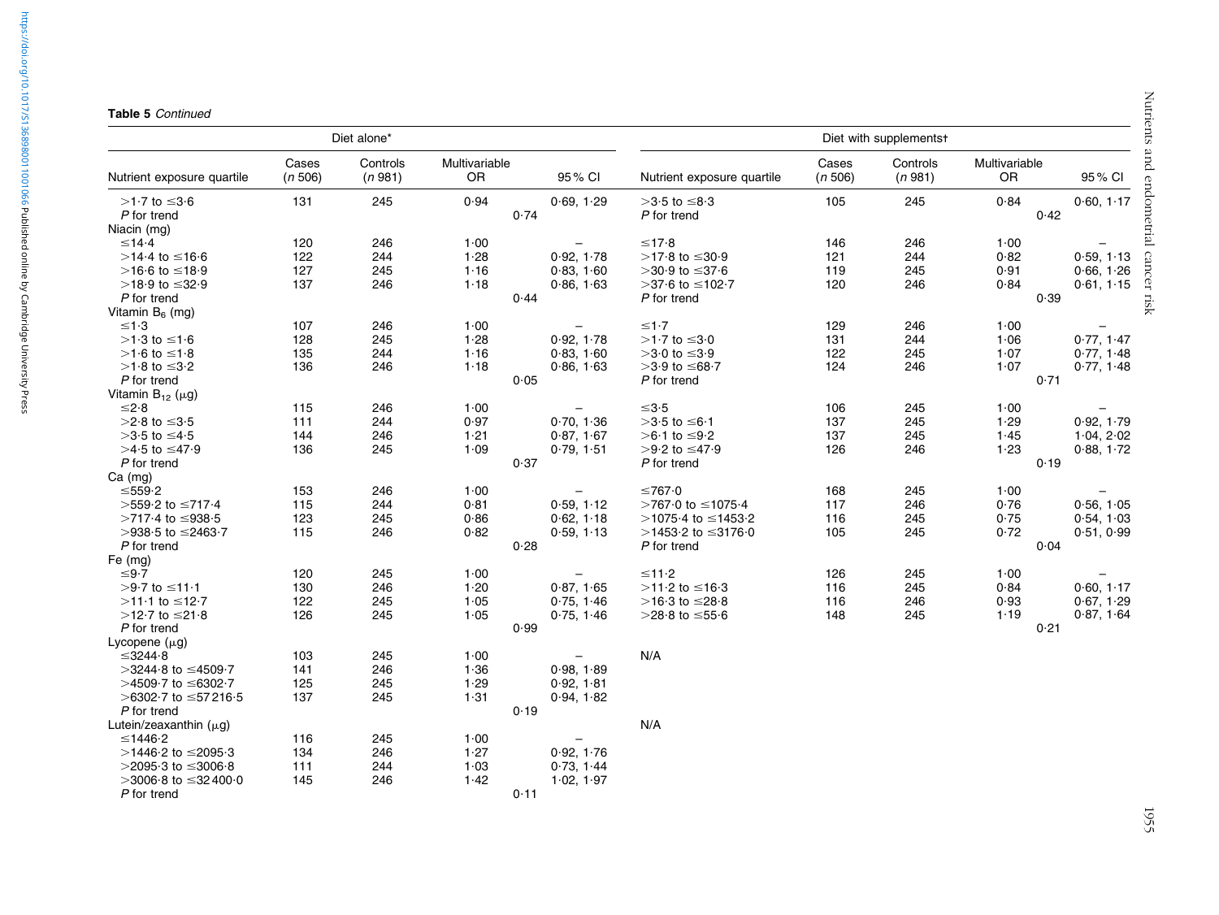**Table 5** *Continued*

| | Diet alone* | | | | Diet with supplements† | | | |
|---|---|---|---|---|---|---|---|---|
| Nutrient exposure quartile | Cases (*n* 506) | Controls (*n* 981) | Multivariable OR | 95 % CI | Nutrient exposure quartile | Cases (*n* 506) | Controls (*n* 981) | Multivariable OR | 95 % CI |
| >1·7 to ≤3·6 | 131 | 245 | 0·94 | 0·69, 1·29 | >3·5 to ≤8·3 | 105 | 245 | 0·84 | 0·60, 1·17 |
| *P* for trend | | | 0·74 | | *P* for trend | | | 0·42 | |
| Niacin (mg) | | | | | | | | | |
| ≤14·4 | 120 | 246 | 1·00 | – | ≤17·8 | 146 | 246 | 1·00 | – |
| >14·4 to ≤16·6 | 122 | 244 | 1·28 | 0·92, 1·78 | >17·8 to ≤30·9 | 121 | 244 | 0·82 | 0·59, 1·13 |
| >16·6 to ≤18·9 | 127 | 245 | 1·16 | 0·83, 1·60 | >30·9 to ≤37·6 | 119 | 245 | 0·91 | 0·66, 1·26 |
| >18·9 to ≤32·9 | 137 | 246 | 1·18 | 0·86, 1·63 | >37·6 to ≤102·7 | 120 | 246 | 0·84 | 0·61, 1·15 |
| *P* for trend | | | 0·44 | | *P* for trend | | | 0·39 | |
| Vitamin $B_6$ (mg) | | | | | | | | | |
| ≤1·3 | 107 | 246 | 1·00 | – | ≤1·7 | 129 | 246 | 1·00 | – |
| >1·3 to ≤1·6 | 128 | 245 | 1·28 | 0·92, 1·78 | >1·7 to ≤3·0 | 131 | 244 | 1·06 | 0·77, 1·47 |
| >1·6 to ≤1·8 | 135 | 244 | 1·16 | 0·83, 1·60 | >3·0 to ≤3·9 | 122 | 245 | 1·07 | 0·77, 1·48 |
| >1·8 to ≤3·2 | 136 | 246 | 1·18 | 0·86, 1·63 | >3·9 to ≤68·7 | 124 | 246 | 1·07 | 0·77, 1·48 |
| *P* for trend | | | 0·05 | | *P* for trend | | | 0·71 | |
| Vitamin $B_{12}$ (μg) | | | | | | | | | |
| ≤2·8 | 115 | 246 | 1·00 | – | ≤3·5 | 106 | 245 | 1·00 | – |
| >2·8 to ≤3·5 | 111 | 244 | 0·97 | 0·70, 1·36 | >3·5 to ≤6·1 | 137 | 245 | 1·29 | 0·92, 1·79 |
| >3·5 to ≤4·5 | 144 | 246 | 1·21 | 0·87, 1·67 | >6·1 to ≤9·2 | 137 | 245 | 1·45 | 1·04, 2·02 |
| >4·5 to ≤47·9 | 136 | 245 | 1·09 | 0·79, 1·51 | >9·2 to ≤47·9 | 126 | 246 | 1·23 | 0·88, 1·72 |
| *P* for trend | | | 0·37 | | *P* for trend | | | 0·19 | |
| Ca (mg) | | | | | | | | | |
| ≤559·2 | 153 | 246 | 1·00 | – | ≤767·0 | 168 | 245 | 1·00 | – |
| >559·2 to ≤717·4 | 115 | 244 | 0·81 | 0·59, 1·12 | >767·0 to ≤1075·4 | 117 | 246 | 0·76 | 0·56, 1·05 |
| >717·4 to ≤938·5 | 123 | 245 | 0·86 | 0·62, 1·18 | >1075·4 to ≤1453·2 | 116 | 245 | 0·75 | 0·54, 1·03 |
| >938·5 to ≤2463·7 | 115 | 246 | 0·82 | 0·59, 1·13 | >1453·2 to ≤3176·0 | 105 | 245 | 0·72 | 0·51, 0·99 |
| *P* for trend | | | 0·28 | | *P* for trend | | | 0·04 | |
| Fe (mg) | | | | | | | | | |
| ≤9·7 | 120 | 245 | 1·00 | – | ≤11·2 | 126 | 245 | 1·00 | – |
| >9·7 to ≤11·1 | 130 | 246 | 1·20 | 0·87, 1·65 | >11·2 to ≤16·3 | 116 | 245 | 0·84 | 0·60, 1·17 |
| >11·1 to ≤12·7 | 122 | 245 | 1·05 | 0·75, 1·46 | >16·3 to ≤28·8 | 116 | 246 | 0·93 | 0·67, 1·29 |
| >12·7 to ≤21·8 | 126 | 245 | 1·05 | 0·75, 1·46 | >28·8 to ≤55·6 | 148 | 245 | 1·19 | 0·87, 1·64 |
| *P* for trend | | | 0·99 | | *P* for trend | | | 0·21 | |
| Lycopene (μg) | | | | | | | | | |
| ≤3244·8 | 103 | 245 | 1·00 | – | N/A | | | | |
| >3244·8 to ≤4509·7 | 141 | 246 | 1·36 | 0·98, 1·89 | | | | | |
| >4509·7 to ≤6302·7 | 125 | 245 | 1·29 | 0·92, 1·81 | | | | | |
| >6302·7 to ≤57 216·5 | 137 | 245 | 1·31 | 0·94, 1·82 | | | | | |
| *P* for trend | | | 0·19 | | | | | | |
| Lutein/zeaxanthin (μg) | | | | | | | | | |
| ≤1446·2 | 116 | 245 | 1·00 | – | N/A | | | | |
| >1446·2 to ≤2095·3 | 134 | 246 | 1·27 | 0·92, 1·76 | | | | | |
| >2095·3 to ≤3006·8 | 111 | 244 | 1·03 | 0·73, 1·44 | | | | | |
| >3006·8 to ≤32 400·0 | 145 | 246 | 1·42 | 1·02, 1·97 | | | | | |
| *P* for trend | | | 0·11 | | | | | | |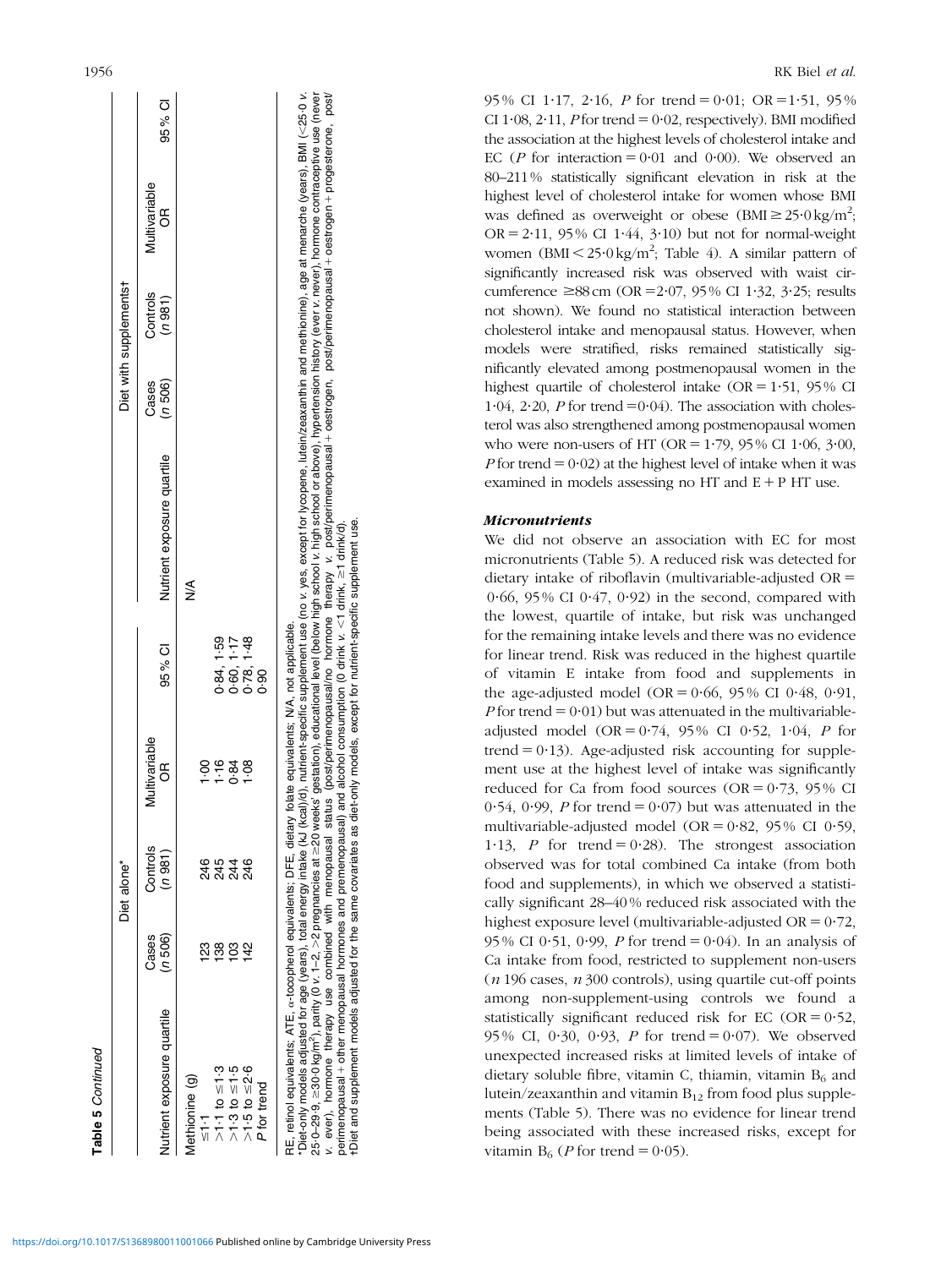**Table 5** *Continued*

| Nutrient exposure quartile | Diet alone* | | | | Nutrient exposure quartile | Diet with supplements† | | | |
|---|---|---|---|---|---|---|---|---|---|
| | Cases (*n* 506) | Controls (*n* 981) | Multivariable OR | 95 % CI | | Cases (*n* 506) | Controls (*n* 981) | Multivariable OR | 95 % CI |
| Methionine (g) | | | | | N/A | | | | |
| ≤1·1 | 123 | 246 | 1·00 | | | | | | |
| >1·1 to ≤1·3 | 138 | 245 | 1·16 | 0·84, 1·59 | | | | | |
| >1·3 to ≤1·5 | 103 | 244 | 0·84 | 0·60, 1·17 | | | | | |
| >1·5 to ≤2·6 | 142 | 246 | 1·08 | 0·78, 1·48 | | | | | |
| *P* for trend | | | | 0·90 | | | | | |

RE, retinol equivalents; ATE, α-tocopherol equivalents; DFE, dietary folate equivalents; N/A, not applicable.
*Diet-only models adjusted for age (years), total energy intake (kJ (kcal)/d), nutrient-specific supplement use (no *v.* yes, except for lycopene, lutein/zeaxanthin and methionine), age at menarche (years), BMI (<25·0 *v.* 25·0–29·9, ≥30·0 kg/m²), parity (0 *v.* 1–2, >2 pregnancies at ≥20 weeks' gestation), educational level (below high school *v.* high school or above), hypertension history (ever *v.* never), hormone contraceptive use (never *v.* ever), hormone therapy use combined with menopausal status (post/perimenopausal/no hormone therapy *v.* post/perimenopausal + oestrogen, post/perimenopausal + oestrogen + progesterone, post/perimenopausal + other menopausal hormones and premenopausal) and alcohol consumption (0 drink *v.* <1 drink, ≥1 drink/d).
†Diet and supplement models adjusted for the same covariates as diet-only models, except for nutrient-specific supplement use.

95 % CI 1·17, 2·16, *P* for trend = 0·01; OR = 1·51, 95 % CI 1·08, 2·11, *P* for trend = 0·02, respectively). BMI modified the association at the highest levels of cholesterol intake and EC (*P* for interaction = 0·01 and 0·00). We observed an 80–211 % statistically significant elevation in risk at the highest level of cholesterol intake for women whose BMI was defined as overweight or obese (BMI ≥ 25·0 kg/m²; OR = 2·11, 95 % CI 1·44, 3·10) but not for normal-weight women (BMI < 25·0 kg/m²; Table 4). A similar pattern of significantly increased risk was observed with waist circumference ≥88 cm (OR = 2·07, 95 % CI 1·32, 3·25; results not shown). We found no statistical interaction between cholesterol intake and menopausal status. However, when models were stratified, risks remained statistically significantly elevated among postmenopausal women in the highest quartile of cholesterol intake (OR = 1·51, 95 % CI 1·04, 2·20, *P* for trend = 0·04). The association with cholesterol was also strengthened among postmenopausal women who were non-users of HT (OR = 1·79, 95 % CI 1·06, 3·00, *P* for trend = 0·02) at the highest level of intake when it was examined in models assessing no HT and E + P HT use.

### *Micronutrients*

We did not observe an association with EC for most micronutrients (Table 5). A reduced risk was detected for dietary intake of riboflavin (multivariable-adjusted OR = 0·66, 95 % CI 0·47, 0·92) in the second, compared with the lowest, quartile of intake, but risk was unchanged for the remaining intake levels and there was no evidence for linear trend. Risk was reduced in the highest quartile of vitamin E intake from food and supplements in the age-adjusted model (OR = 0·66, 95 % CI 0·48, 0·91, *P* for trend = 0·01) but was attenuated in the multivariable-adjusted model (OR = 0·74, 95 % CI 0·52, 1·04, *P* for trend = 0·13). Age-adjusted risk accounting for supplement use at the highest level of intake was significantly reduced for Ca from food sources (OR = 0·73, 95 % CI 0·54, 0·99, *P* for trend = 0·07) but was attenuated in the multivariable-adjusted model (OR = 0·82, 95 % CI 0·59, 1·13, *P* for trend = 0·28). The strongest association observed was for total combined Ca intake (from both food and supplements), in which we observed a statistically significant 28–40 % reduced risk associated with the highest exposure level (multivariable-adjusted OR = 0·72, 95 % CI 0·51, 0·99, *P* for trend = 0·04). In an analysis of Ca intake from food, restricted to supplement non-users (*n* 196 cases, *n* 300 controls), using quartile cut-off points among non-supplement-using controls we found a statistically significant reduced risk for EC (OR = 0·52, 95 % CI, 0·30, 0·93, *P* for trend = 0·07). We observed unexpected increased risks at limited levels of intake of dietary soluble fibre, vitamin C, thiamin, vitamin $B_6$ and lutein/zeaxanthin and vitamin $B_{12}$ from food plus supplements (Table 5). There was no evidence for linear trend being associated with these increased risks, except for vitamin $B_6$ (*P* for trend = 0·05).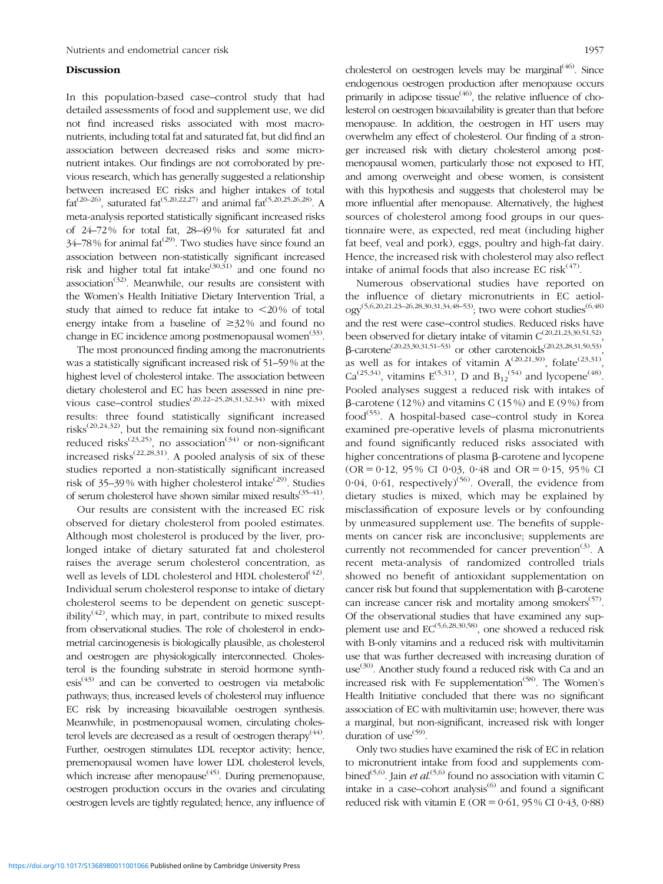### Discussion

In this population-based case–control study that had detailed assessments of food and supplement use, we did not find increased risks associated with most macronutrients, including total fat and saturated fat, but did find an association between decreased risks and some micronutrient intakes. Our findings are not corroborated by previous research, which has generally suggested a relationship between increased EC risks and higher intakes of total fat[20–26], saturated fat[5,20,22,27] and animal fat[5,20,25,26,28]. A meta-analysis reported statistically significant increased risks of 24–72 % for total fat, 28–49 % for saturated fat and 34–78 % for animal fat[29]. Two studies have since found an association between non-statistically significant increased risk and higher total fat intake[30,31] and one found no association[32]. Meanwhile, our results are consistent with the Women's Health Initiative Dietary Intervention Trial, a study that aimed to reduce fat intake to <20 % of total energy intake from a baseline of ≥32 % and found no change in EC incidence among postmenopausal women[33].

The most pronounced finding among the macronutrients was a statistically significant increased risk of 51–59 % at the highest level of cholesterol intake. The association between dietary cholesterol and EC has been assessed in nine previous case–control studies[20,22–25,28,31,32,34] with mixed results: three found statistically significant increased risks[20,24,32], but the remaining six found non-significant reduced risks[23,25], no association[34] or non-significant increased risks[22,28,31]. A pooled analysis of six of these studies reported a non-statistically significant increased risk of 35–39 % with higher cholesterol intake[29]. Studies of serum cholesterol have shown similar mixed results[35–41].

Our results are consistent with the increased EC risk observed for dietary cholesterol from pooled estimates. Although most cholesterol is produced by the liver, prolonged intake of dietary saturated fat and cholesterol raises the average serum cholesterol concentration, as well as levels of LDL cholesterol and HDL cholesterol[42]. Individual serum cholesterol response to intake of dietary cholesterol seems to be dependent on genetic susceptibility[42], which may, in part, contribute to mixed results from observational studies. The role of cholesterol in endometrial carcinogenesis is biologically plausible, as cholesterol and oestrogen are physiologically interconnected. Cholesterol is the founding substrate in steroid hormone synthesis[43] and can be converted to oestrogen via metabolic pathways; thus, increased levels of cholesterol may influence EC risk by increasing bioavailable oestrogen synthesis. Meanwhile, in postmenopausal women, circulating cholesterol levels are decreased as a result of oestrogen therapy[44]. Further, oestrogen stimulates LDL receptor activity; hence, premenopausal women have lower LDL cholesterol levels, which increase after menopause[45]. During premenopause, oestrogen production occurs in the ovaries and circulating oestrogen levels are tightly regulated; hence, any influence of cholesterol on oestrogen levels may be marginal[46]. Since endogenous oestrogen production after menopause occurs primarily in adipose tissue[46], the relative influence of cholesterol on oestrogen bioavailability is greater than that before menopause. In addition, the oestrogen in HT users may overwhelm any effect of cholesterol. Our finding of a stronger increased risk with dietary cholesterol among postmenopausal women, particularly those not exposed to HT, and among overweight and obese women, is consistent with this hypothesis and suggests that cholesterol may be more influential after menopause. Alternatively, the highest sources of cholesterol among food groups in our questionnaire were, as expected, red meat (including higher fat beef, veal and pork), eggs, poultry and high-fat dairy. Hence, the increased risk with cholesterol may also reflect intake of animal foods that also increase EC risk[47].

Numerous observational studies have reported on the influence of dietary micronutrients in EC aetiology[5,6,20,21,23–26,28,30,31,34,48–53]; two were cohort studies[6,48] and the rest were case–control studies. Reduced risks have been observed for dietary intake of vitamin C[20,21,23,30,51,52], β-carotene[20,23,30,31,51–53] or other carotenoids[20,23,28,31,50,53], as well as for intakes of vitamin A[20,21,30], folate[23,31], Ca[25,34], vitamins E[5,31], D and $B_{12}$[54] and lycopene[48]. Pooled analyses suggest a reduced risk with intakes of β-carotene (12 %) and vitamins C (15 %) and E (9 %) from food[55]. A hospital-based case–control study in Korea examined pre-operative levels of plasma micronutrients and found significantly reduced risks associated with higher concentrations of plasma β-carotene and lycopene (OR = 0·12, 95 % CI 0·03, 0·48 and OR = 0·15, 95 % CI 0·04, 0·61, respectively)[56]. Overall, the evidence from dietary studies is mixed, which may be explained by misclassification of exposure levels or by confounding by unmeasured supplement use. The benefits of supplements on cancer risk are inconclusive; supplements are currently not recommended for cancer prevention[3]. A recent meta-analysis of randomized controlled trials showed no benefit of antioxidant supplementation on cancer risk but found that supplementation with β-carotene can increase cancer risk and mortality among smokers[57]. Of the observational studies that have examined any supplement use and EC[5,6,28,30,58], one showed a reduced risk with B-only vitamins and a reduced risk with multivitamin use that was further decreased with increasing duration of use[30]. Another study found a reduced risk with Ca and an increased risk with Fe supplementation[58]. The Women's Health Initiative concluded that there was no significant association of EC with multivitamin use; however, there was a marginal, but non-significant, increased risk with longer duration of use[59].

Only two studies have examined the risk of EC in relation to micronutrient intake from food and supplements combined[5,6]. Jain *et al.*[5,6] found no association with vitamin C intake in a case–cohort analysis[6] and found a significant reduced risk with vitamin E (OR = 0·61, 95 % CI 0·43, 0·88)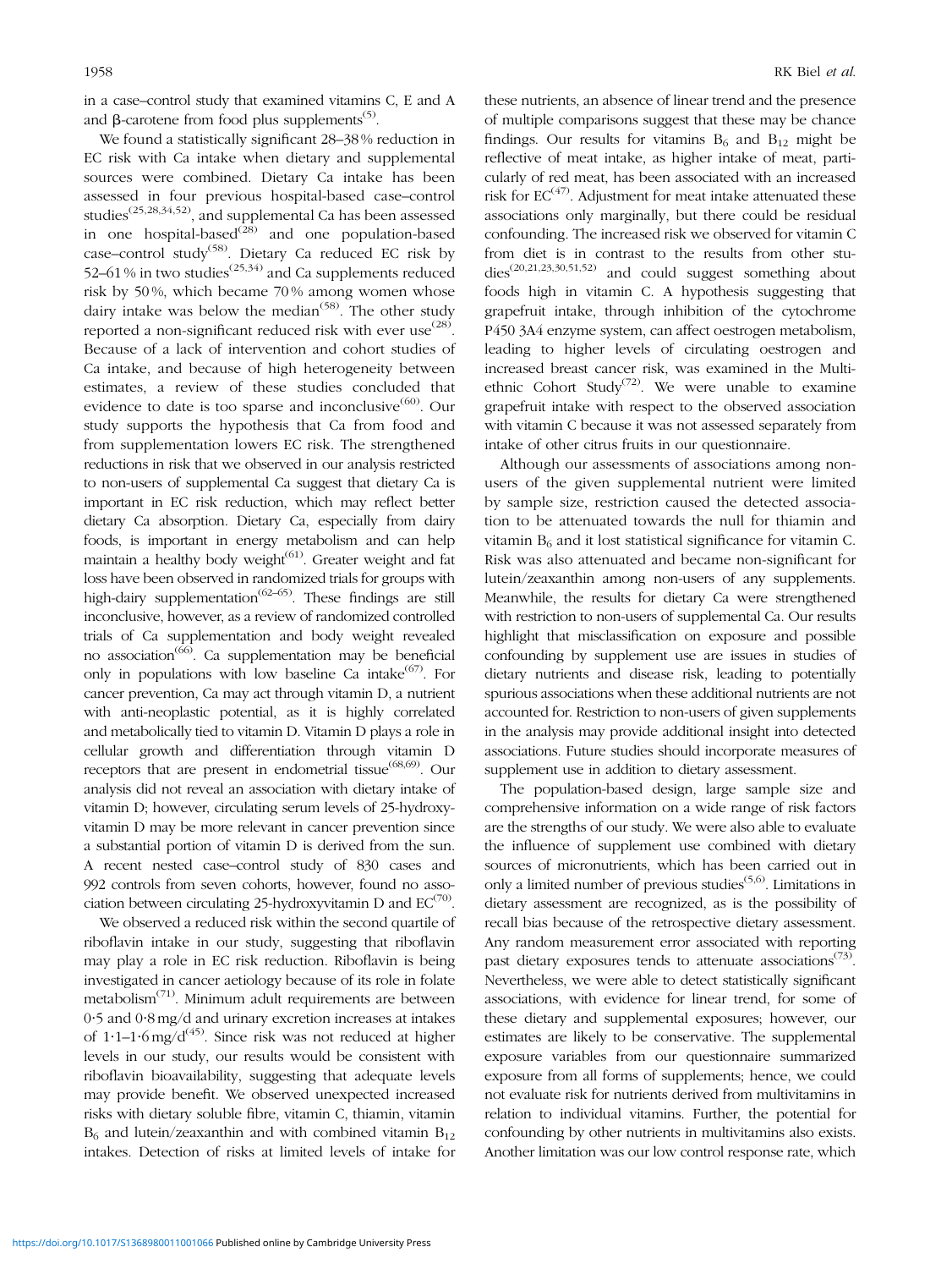in a case–control study that examined vitamins C, E and A and β-carotene from food plus supplements[5].

We found a statistically significant 28–38 % reduction in EC risk with Ca intake when dietary and supplemental sources were combined. Dietary Ca intake has been assessed in four previous hospital-based case–control studies[25,28,34,52], and supplemental Ca has been assessed in one hospital-based[28] and one population-based case–control study[58]. Dietary Ca reduced EC risk by 52–61 % in two studies[25,34] and Ca supplements reduced risk by 50 %, which became 70 % among women whose dairy intake was below the median[58]. The other study reported a non-significant reduced risk with ever use[28]. Because of a lack of intervention and cohort studies of Ca intake, and because of high heterogeneity between estimates, a review of these studies concluded that evidence to date is too sparse and inconclusive[60]. Our study supports the hypothesis that Ca from food and from supplementation lowers EC risk. The strengthened reductions in risk that we observed in our analysis restricted to non-users of supplemental Ca suggest that dietary Ca is important in EC risk reduction, which may reflect better dietary Ca absorption. Dietary Ca, especially from dairy foods, is important in energy metabolism and can help maintain a healthy body weight[61]. Greater weight and fat loss have been observed in randomized trials for groups with high-dairy supplementation[62–65]. These findings are still inconclusive, however, as a review of randomized controlled trials of Ca supplementation and body weight revealed no association[66]. Ca supplementation may be beneficial only in populations with low baseline Ca intake[67]. For cancer prevention, Ca may act through vitamin D, a nutrient with anti-neoplastic potential, as it is highly correlated and metabolically tied to vitamin D. Vitamin D plays a role in cellular growth and differentiation through vitamin D receptors that are present in endometrial tissue[68,69]. Our analysis did not reveal an association with dietary intake of vitamin D; however, circulating serum levels of 25-hydroxyvitamin D may be more relevant in cancer prevention since a substantial portion of vitamin D is derived from the sun. A recent nested case–control study of 830 cases and 992 controls from seven cohorts, however, found no association between circulating 25-hydroxyvitamin D and EC[70].

We observed a reduced risk within the second quartile of riboflavin intake in our study, suggesting that riboflavin may play a role in EC risk reduction. Riboflavin is being investigated in cancer aetiology because of its role in folate metabolism[71]. Minimum adult requirements are between 0·5 and 0·8 mg/d and urinary excretion increases at intakes of 1·1–1·6 mg/d[45]. Since risk was not reduced at higher levels in our study, our results would be consistent with riboflavin bioavailability, suggesting that adequate levels may provide benefit. We observed unexpected increased risks with dietary soluble fibre, vitamin C, thiamin, vitamin $B_6$ and lutein/zeaxanthin and with combined vitamin $B_{12}$ intakes. Detection of risks at limited levels of intake for these nutrients, an absence of linear trend and the presence of multiple comparisons suggest that these may be chance findings. Our results for vitamins $B_6$ and $B_{12}$ might be reflective of meat intake, as higher intake of meat, particularly of red meat, has been associated with an increased risk for EC[47]. Adjustment for meat intake attenuated these associations only marginally, but there could be residual confounding. The increased risk we observed for vitamin C from diet is in contrast to the results from other studies[20,21,23,30,51,52] and could suggest something about foods high in vitamin C. A hypothesis suggesting that grapefruit intake, through inhibition of the cytochrome P450 3A4 enzyme system, can affect oestrogen metabolism, leading to higher levels of circulating oestrogen and increased breast cancer risk, was examined in the Multiethnic Cohort Study[72]. We were unable to examine grapefruit intake with respect to the observed association with vitamin C because it was not assessed separately from intake of other citrus fruits in our questionnaire.

Although our assessments of associations among non-users of the given supplemental nutrient were limited by sample size, restriction caused the detected association to be attenuated towards the null for thiamin and vitamin $B_6$ and it lost statistical significance for vitamin C. Risk was also attenuated and became non-significant for lutein/zeaxanthin among non-users of any supplements. Meanwhile, the results for dietary Ca were strengthened with restriction to non-users of supplemental Ca. Our results highlight that misclassification on exposure and possible confounding by supplement use are issues in studies of dietary nutrients and disease risk, leading to potentially spurious associations when these additional nutrients are not accounted for. Restriction to non-users of given supplements in the analysis may provide additional insight into detected associations. Future studies should incorporate measures of supplement use in addition to dietary assessment.

The population-based design, large sample size and comprehensive information on a wide range of risk factors are the strengths of our study. We were also able to evaluate the influence of supplement use combined with dietary sources of micronutrients, which has been carried out in only a limited number of previous studies[5,6]. Limitations in dietary assessment are recognized, as is the possibility of recall bias because of the retrospective dietary assessment. Any random measurement error associated with reporting past dietary exposures tends to attenuate associations[73]. Nevertheless, we were able to detect statistically significant associations, with evidence for linear trend, for some of these dietary and supplemental exposures; however, our estimates are likely to be conservative. The supplemental exposure variables from our questionnaire summarized exposure from all forms of supplements; hence, we could not evaluate risk for nutrients derived from multivitamins in relation to individual vitamins. Further, the potential for confounding by other nutrients in multivitamins also exists. Another limitation was our low control response rate, which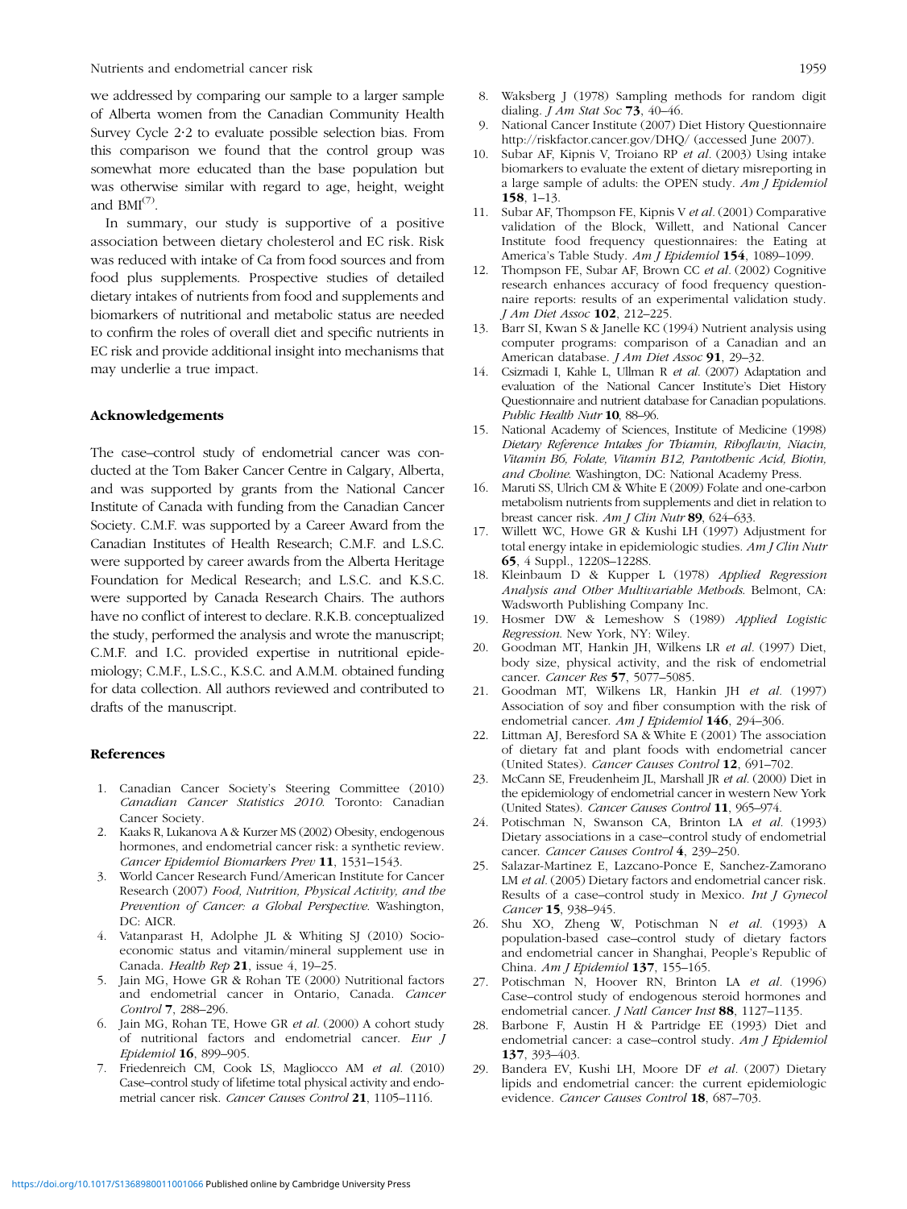we addressed by comparing our sample to a larger sample of Alberta women from the Canadian Community Health Survey Cycle 2·2 to evaluate possible selection bias. From this comparison we found that the control group was somewhat more educated than the base population but was otherwise similar with regard to age, height, weight and BMI[7].

In summary, our study is supportive of a positive association between dietary cholesterol and EC risk. Risk was reduced with intake of Ca from food sources and from food plus supplements. Prospective studies of detailed dietary intakes of nutrients from food and supplements and biomarkers of nutritional and metabolic status are needed to confirm the roles of overall diet and specific nutrients in EC risk and provide additional insight into mechanisms that may underlie a true impact.

### Acknowledgements

The case–control study of endometrial cancer was conducted at the Tom Baker Cancer Centre in Calgary, Alberta, and was supported by grants from the National Cancer Institute of Canada with funding from the Canadian Cancer Society. C.M.F. was supported by a Career Award from the Canadian Institutes of Health Research; C.M.F. and L.S.C. were supported by career awards from the Alberta Heritage Foundation for Medical Research; and L.S.C. and K.S.C. were supported by Canada Research Chairs. The authors have no conflict of interest to declare. R.K.B. conceptualized the study, performed the analysis and wrote the manuscript; C.M.F. and I.C. provided expertise in nutritional epidemiology; C.M.F., L.S.C., K.S.C. and A.M.M. obtained funding for data collection. All authors reviewed and contributed to drafts of the manuscript.

### References

1. Canadian Cancer Society's Steering Committee (2010) *Canadian Cancer Statistics 2010*. Toronto: Canadian Cancer Society.
2. Kaaks R, Lukanova A & Kurzer MS (2002) Obesity, endogenous hormones, and endometrial cancer risk: a synthetic review. *Cancer Epidemiol Biomarkers Prev* **11**, 1531–1543.
3. World Cancer Research Fund/American Institute for Cancer Research (2007) *Food, Nutrition, Physical Activity, and the Prevention of Cancer: a Global Perspective*. Washington, DC: AICR.
4. Vatanparast H, Adolphe JL & Whiting SJ (2010) Socio-economic status and vitamin/mineral supplement use in Canada. *Health Rep* **21**, issue 4, 19–25.
5. Jain MG, Howe GR & Rohan TE (2000) Nutritional factors and endometrial cancer in Ontario, Canada. *Cancer Control* **7**, 288–296.
6. Jain MG, Rohan TE, Howe GR *et al.* (2000) A cohort study of nutritional factors and endometrial cancer. *Eur J Epidemiol* **16**, 899–905.
7. Friedenreich CM, Cook LS, Magliocco AM *et al.* (2010) Case–control study of lifetime total physical activity and endometrial cancer risk. *Cancer Causes Control* **21**, 1105–1116.
8. Waksberg J (1978) Sampling methods for random digit dialing. *J Am Stat Soc* **73**, 40–46.
9. National Cancer Institute (2007) Diet History Questionnaire http://riskfactor.cancer.gov/DHQ/ (accessed June 2007).
10. Subar AF, Kipnis V, Troiano RP *et al.* (2003) Using intake biomarkers to evaluate the extent of dietary misreporting in a large sample of adults: the OPEN study. *Am J Epidemiol* **158**, 1–13.
11. Subar AF, Thompson FE, Kipnis V *et al.* (2001) Comparative validation of the Block, Willett, and National Cancer Institute food frequency questionnaires: the Eating at America's Table Study. *Am J Epidemiol* **154**, 1089–1099.
12. Thompson FE, Subar AF, Brown CC *et al.* (2002) Cognitive research enhances accuracy of food frequency questionnaire reports: results of an experimental validation study. *J Am Diet Assoc* **102**, 212–225.
13. Barr SI, Kwan S & Janelle KC (1994) Nutrient analysis using computer programs: comparison of a Canadian and an American database. *J Am Diet Assoc* **91**, 29–32.
14. Csizmadi I, Kahle L, Ullman R *et al.* (2007) Adaptation and evaluation of the National Cancer Institute's Diet History Questionnaire and nutrient database for Canadian populations. *Public Health Nutr* **10**, 88–96.
15. National Academy of Sciences, Institute of Medicine (1998) *Dietary Reference Intakes for Thiamin, Riboflavin, Niacin, Vitamin B6, Folate, Vitamin B12, Pantothenic Acid, Biotin, and Choline*. Washington, DC: National Academy Press.
16. Maruti SS, Ulrich CM & White E (2009) Folate and one-carbon metabolism nutrients from supplements and diet in relation to breast cancer risk. *Am J Clin Nutr* **89**, 624–633.
17. Willett WC, Howe GR & Kushi LH (1997) Adjustment for total energy intake in epidemiologic studies. *Am J Clin Nutr* **65**, 4 Suppl., 1220S–1228S.
18. Kleinbaum D & Kupper L (1978) *Applied Regression Analysis and Other Multivariable Methods*. Belmont, CA: Wadsworth Publishing Company Inc.
19. Hosmer DW & Lemeshow S (1989) *Applied Logistic Regression*. New York, NY: Wiley.
20. Goodman MT, Hankin JH, Wilkens LR *et al.* (1997) Diet, body size, physical activity, and the risk of endometrial cancer. *Cancer Res* **57**, 5077–5085.
21. Goodman MT, Wilkens LR, Hankin JH *et al.* (1997) Association of soy and fiber consumption with the risk of endometrial cancer. *Am J Epidemiol* **146**, 294–306.
22. Littman AJ, Beresford SA & White E (2001) The association of dietary fat and plant foods with endometrial cancer (United States). *Cancer Causes Control* **12**, 691–702.
23. McCann SE, Freudenheim JL, Marshall JR *et al.* (2000) Diet in the epidemiology of endometrial cancer in western New York (United States). *Cancer Causes Control* **11**, 965–974.
24. Potischman N, Swanson CA, Brinton LA *et al.* (1993) Dietary associations in a case–control study of endometrial cancer. *Cancer Causes Control* **4**, 239–250.
25. Salazar-Martinez E, Lazcano-Ponce E, Sanchez-Zamorano LM *et al.* (2005) Dietary factors and endometrial cancer risk. Results of a case–control study in Mexico. *Int J Gynecol Cancer* **15**, 938–945.
26. Shu XO, Zheng W, Potischman N *et al.* (1993) A population-based case–control study of dietary factors and endometrial cancer in Shanghai, People's Republic of China. *Am J Epidemiol* **137**, 155–165.
27. Potischman N, Hoover RN, Brinton LA *et al.* (1996) Case–control study of endogenous steroid hormones and endometrial cancer. *J Natl Cancer Inst* **88**, 1127–1135.
28. Barbone F, Austin H & Partridge EE (1993) Diet and endometrial cancer: a case–control study. *Am J Epidemiol* **137**, 393–403.
29. Bandera EV, Kushi LH, Moore DF *et al.* (2007) Dietary lipids and endometrial cancer: the current epidemiologic evidence. *Cancer Causes Control* **18**, 687–703.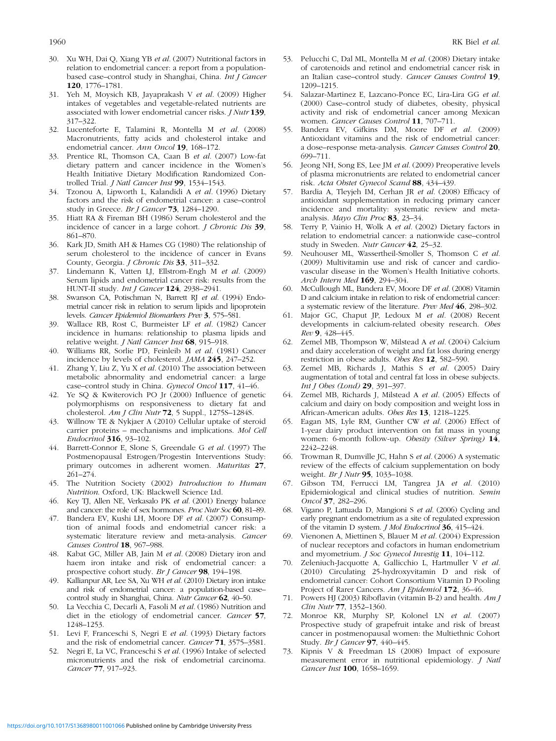30. Xu WH, Dai Q, Xiang YB *et al.* (2007) Nutritional factors in relation to endometrial cancer: a report from a population-based case–control study in Shanghai, China. *Int J Cancer* **120**, 1776–1781.
31. Yeh M, Moysich KB, Jayaprakash V *et al.* (2009) Higher intakes of vegetables and vegetable-related nutrients are associated with lower endometrial cancer risks. *J Nutr* **139**, 317–322.
32. Lucenteforte E, Talamini R, Montella M *et al.* (2008) Macronutrients, fatty acids and cholesterol intake and endometrial cancer. *Ann Oncol* **19**, 168–172.
33. Prentice RL, Thomson CA, Caan B *et al.* (2007) Low-fat dietary pattern and cancer incidence in the Women's Health Initiative Dietary Modification Randomized Controlled Trial. *J Natl Cancer Inst* **99**, 1534–1543.
34. Tzonou A, Lipworth L, Kalandidi A *et al.* (1996) Dietary factors and the risk of endometrial cancer: a case–control study in Greece. *Br J Cancer* **73**, 1284–1290.
35. Hiatt RA & Fireman BH (1986) Serum cholesterol and the incidence of cancer in a large cohort. *J Chronic Dis* **39**, 861–870.
36. Kark JD, Smith AH & Hames CG (1980) The relationship of serum cholesterol to the incidence of cancer in Evans County, Georgia. *J Chronic Dis* **33**, 311–332.
37. Lindemann K, Vatten LJ, Ellstrom-Engh M *et al.* (2009) Serum lipids and endometrial cancer risk: results from the HUNT-II study. *Int J Cancer* **124**, 2938–2941.
38. Swanson CA, Potischman N, Barrett RJ *et al.* (1994) Endometrial cancer risk in relation to serum lipids and lipoprotein levels. *Cancer Epidemiol Biomarkers Prev* **3**, 575–581.
39. Wallace RB, Rost C, Burmeister LF *et al.* (1982) Cancer incidence in humans: relationship to plasma lipids and relative weight. *J Natl Cancer Inst* **68**, 915–918.
40. Williams RR, Sorlie PD, Feinleib M *et al.* (1981) Cancer incidence by levels of cholesterol. *JAMA* **245**, 247–252.
41. Zhang Y, Liu Z, Yu X *et al.* (2010) The association between metabolic abnormality and endometrial cancer: a large case–control study in China. *Gynecol Oncol* **117**, 41–46.
42. Ye SQ & Kwiterovich PO Jr (2000) Influence of genetic polymorphisms on responsiveness to dietary fat and cholesterol. *Am J Clin Nutr* **72**, 5 Suppl., 1275S–1284S.
43. Willnow TE & Nykjaer A (2010) Cellular uptake of steroid carrier proteins – mechanisms and implications. *Mol Cell Endocrinol* **316**, 93–102.
44. Barrett-Connor E, Slone S, Greendale G *et al.* (1997) The Postmenopausal Estrogen/Progestin Interventions Study: primary outcomes in adherent women. *Maturitas* **27**, 261–274.
45. The Nutrition Society (2002) *Introduction to Human Nutrition*. Oxford, UK: Blackwell Science Ltd.
46. Key TJ, Allen NE, Verkasalo PK *et al.* (2001) Energy balance and cancer: the role of sex hormones. *Proc Nutr Soc* **60**, 81–89.
47. Bandera EV, Kushi LH, Moore DF *et al.* (2007) Consumption of animal foods and endometrial cancer risk: a systematic literature review and meta-analysis. *Cancer Causes Control* **18**, 967–988.
48. Kabat GC, Miller AB, Jain M *et al.* (2008) Dietary iron and haem iron intake and risk of endometrial cancer: a prospective cohort study. *Br J Cancer* **98**, 194–198.
49. Kallianpur AR, Lee SA, Xu WH *et al.* (2010) Dietary iron intake and risk of endometrial cancer: a population-based case–control study in Shanghai, China. *Nutr Cancer* **62**, 40–50.
50. La Vecchia C, Decarli A, Fasoli M *et al.* (1986) Nutrition and diet in the etiology of endometrial cancer. *Cancer* **57**, 1248–1253.
51. Levi F, Franceschi S, Negri E *et al.* (1993) Dietary factors and the risk of endometrial cancer. *Cancer* **71**, 3575–3581.
52. Negri E, La VC, Franceschi S *et al.* (1996) Intake of selected micronutrients and the risk of endometrial carcinoma. *Cancer* **77**, 917–923.
53. Pelucchi C, Dal ML, Montella M *et al.* (2008) Dietary intake of carotenoids and retinol and endometrial cancer risk in an Italian case–control study. *Cancer Causes Control* **19**, 1209–1215.
54. Salazar-Martinez E, Lazcano-Ponce EC, Lira-Lira GG *et al.* (2000) Case–control study of diabetes, obesity, physical activity and risk of endometrial cancer among Mexican women. *Cancer Causes Control* **11**, 707–711.
55. Bandera EV, Gifkins DM, Moore DF *et al.* (2009) Antioxidant vitamins and the risk of endometrial cancer: a dose–response meta-analysis. *Cancer Causes Control* **20**, 699–711.
56. Jeong NH, Song ES, Lee JM *et al.* (2009) Preoperative levels of plasma micronutrients are related to endometrial cancer risk. *Acta Obstet Gynecol Scand* **88**, 434–439.
57. Bardia A, Tleyjeh IM, Cerhan JR *et al.* (2008) Efficacy of antioxidant supplementation in reducing primary cancer incidence and mortality: systematic review and meta-analysis. *Mayo Clin Proc* **83**, 23–34.
58. Terry P, Vainio H, Wolk A *et al.* (2002) Dietary factors in relation to endometrial cancer: a nationwide case–control study in Sweden. *Nutr Cancer* **42**, 25–32.
59. Neuhouser ML, Wassertheil-Smoller S, Thomson C *et al.* (2009) Multivitamin use and risk of cancer and cardiovascular disease in the Women's Health Initiative cohorts. *Arch Intern Med* **169**, 294–304.
60. McCullough ML, Bandera EV, Moore DF *et al.* (2008) Vitamin D and calcium intake in relation to risk of endometrial cancer: a systematic review of the literature. *Prev Med* **46**, 298–302.
61. Major GC, Chaput JP, Ledoux M *et al.* (2008) Recent developments in calcium-related obesity research. *Obes Rev* **9**, 428–445.
62. Zemel MB, Thompson W, Milstead A *et al.* (2004) Calcium and dairy acceleration of weight and fat loss during energy restriction in obese adults. *Obes Res* **12**, 582–590.
63. Zemel MB, Richards J, Mathis S *et al.* (2005) Dairy augmentation of total and central fat loss in obese subjects. *Int J Obes (Lond)* **29**, 391–397.
64. Zemel MB, Richards J, Milstead A *et al.* (2005) Effects of calcium and dairy on body composition and weight loss in African-American adults. *Obes Res* **13**, 1218–1225.
65. Eagan MS, Lyle RM, Gunther CW *et al.* (2006) Effect of 1-year dairy product intervention on fat mass in young women: 6-month follow-up. *Obesity (Silver Spring)* **14**, 2242–2248.
66. Trowman R, Dumville JC, Hahn S *et al.* (2006) A systematic review of the effects of calcium supplementation on body weight. *Br J Nutr* **95**, 1033–1038.
67. Gibson TM, Ferrucci LM, Tangrea JA *et al.* (2010) Epidemiological and clinical studies of nutrition. *Semin Oncol* **37**, 282–296.
68. Vigano P, Lattuada D, Mangioni S *et al.* (2006) Cycling and early pregnant endometrium as a site of regulated expression of the vitamin D system. *J Mol Endocrinol* **36**, 415–424.
69. Vienonen A, Miettinen S, Blauer M *et al.* (2004) Expression of nuclear receptors and cofactors in human endometrium and myometrium. *J Soc Gynecol Investig* **11**, 104–112.
70. Zeleniuch-Jacquotte A, Gallicchio L, Hartmuller V *et al.* (2010) Circulating 25-hydroxyvitamin D and risk of endometrial cancer: Cohort Consortium Vitamin D Pooling Project of Rarer Cancers. *Am J Epidemiol* **172**, 36–46.
71. Powers HJ (2003) Riboflavin (vitamin B-2) and health. *Am J Clin Nutr* **77**, 1352–1360.
72. Monroe KR, Murphy SP, Kolonel LN *et al.* (2007) Prospective study of grapefruit intake and risk of breast cancer in postmenopausal women: the Multiethnic Cohort Study. *Br J Cancer* **97**, 440–445.
73. Kipnis V & Freedman LS (2008) Impact of exposure measurement error in nutritional epidemiology. *J Natl Cancer Inst* **100**, 1658–1659.